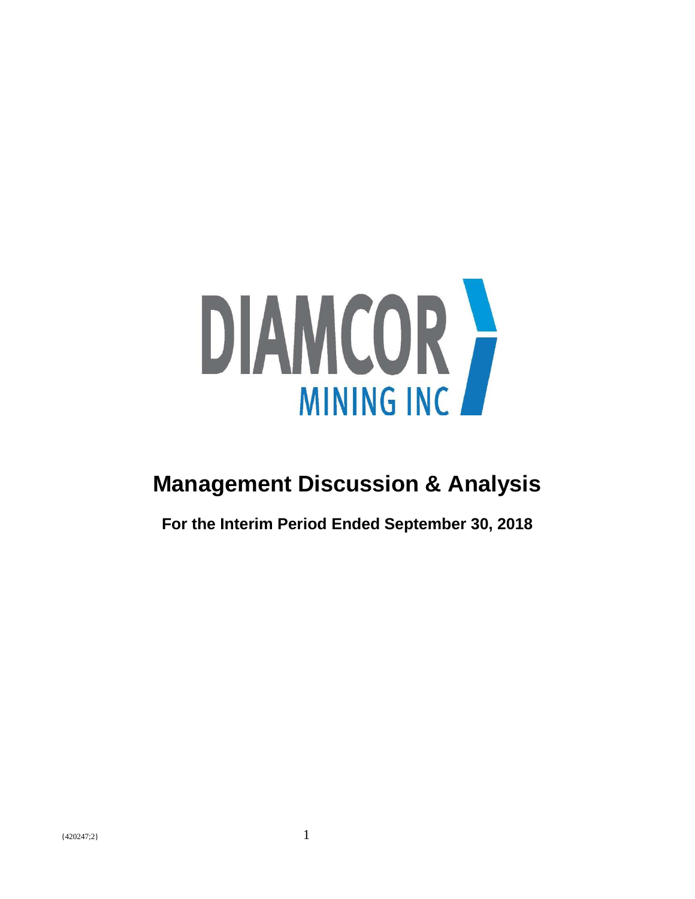DIAMCOR

MINING INC

# Management Discussion & Analysis

## For the Interim Period Ended September 30, 2018

{420247;2}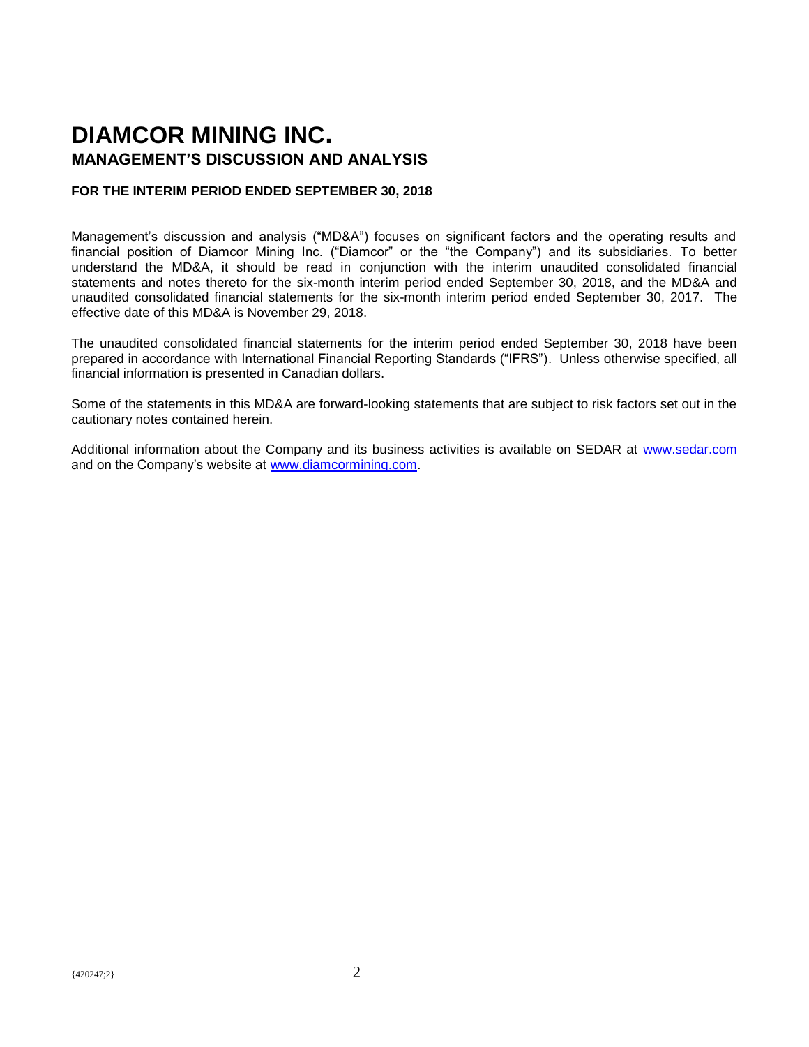# DIAMCOR MINING INC.

## MANAGEMENT'S DISCUSSION AND ANALYSIS

**FOR THE INTERIM PERIOD ENDED SEPTEMBER 30, 2018**

Management's discussion and analysis ("MD&A") focuses on significant factors and the operating results and financial position of Diamcor Mining Inc. ("Diamcor" or the "the Company") and its subsidiaries. To better understand the MD&A, it should be read in conjunction with the interim unaudited consolidated financial statements and notes thereto for the six-month interim period ended September 30, 2018, and the MD&A and unaudited consolidated financial statements for the six-month interim period ended September 30, 2017. The effective date of this MD&A is November 29, 2018.

The unaudited consolidated financial statements for the interim period ended September 30, 2018 have been prepared in accordance with International Financial Reporting Standards ("IFRS"). Unless otherwise specified, all financial information is presented in Canadian dollars.

Some of the statements in this MD&A are forward-looking statements that are subject to risk factors set out in the cautionary notes contained herein.

Additional information about the Company and its business activities is available on SEDAR at www.sedar.com and on the Company's website at www.diamcormining.com.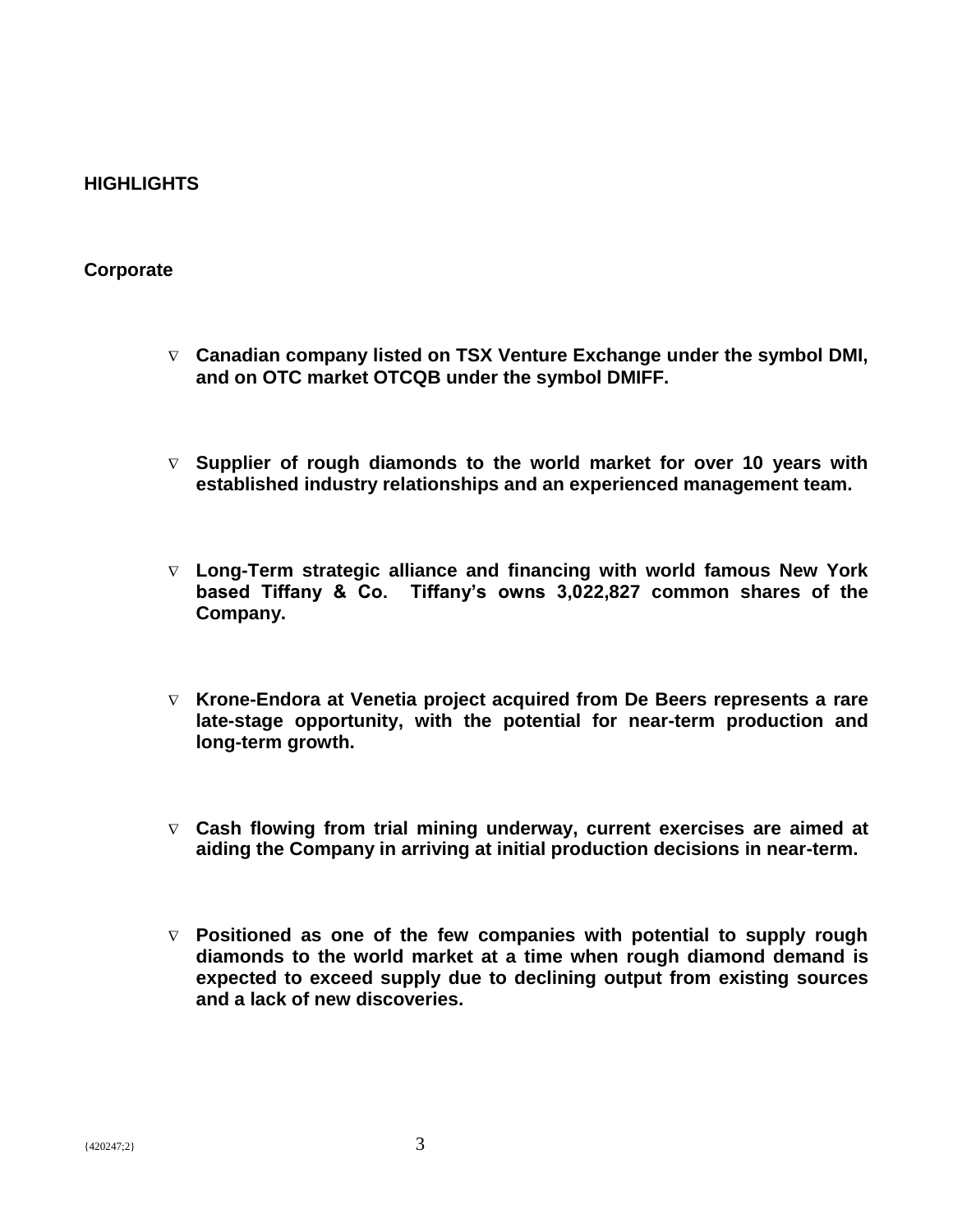## HIGHLIGHTS

### Corporate

- **Canadian company listed on TSX Venture Exchange under the symbol DMI, and on OTC market OTCQB under the symbol DMIFF.**

- **Supplier of rough diamonds to the world market for over 10 years with established industry relationships and an experienced management team.**

- **Long-Term strategic alliance and financing with world famous New York based Tiffany & Co. Tiffany's owns 3,022,827 common shares of the Company.**

- **Krone-Endora at Venetia project acquired from De Beers represents a rare late-stage opportunity, with the potential for near-term production and long-term growth.**

- **Cash flowing from trial mining underway, current exercises are aimed at aiding the Company in arriving at initial production decisions in near-term.**

- **Positioned as one of the few companies with potential to supply rough diamonds to the world market at a time when rough diamond demand is expected to exceed supply due to declining output from existing sources and a lack of new discoveries.**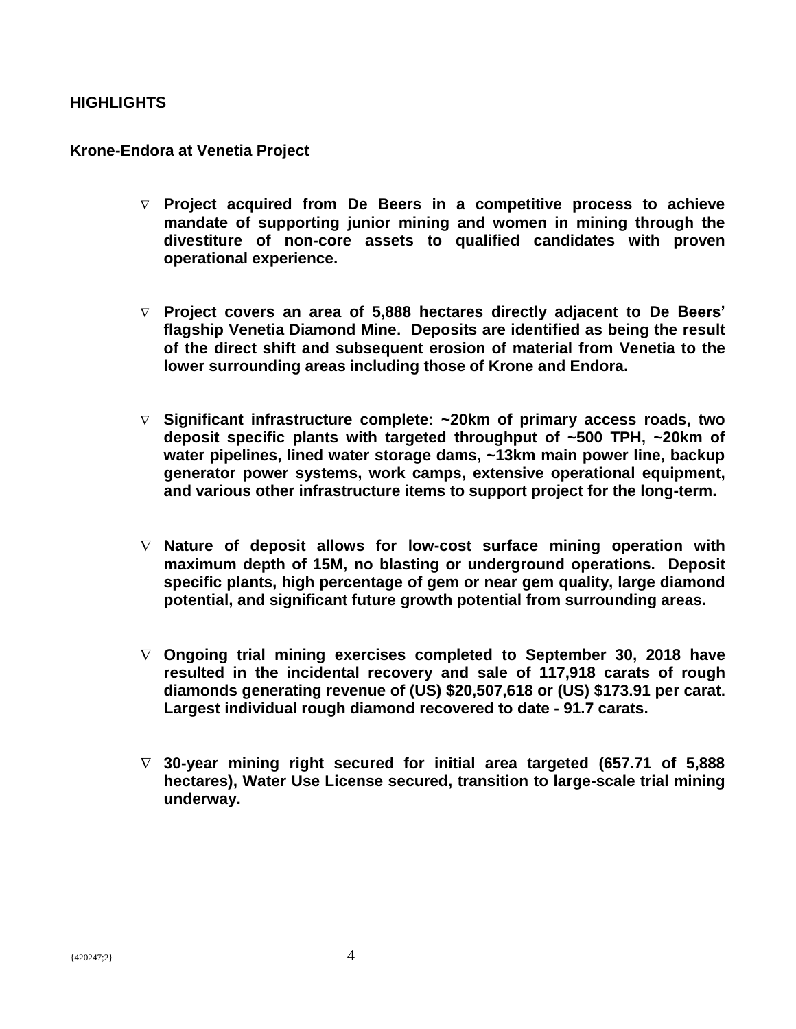## HIGHLIGHTS

### Krone-Endora at Venetia Project

- **Project acquired from De Beers in a competitive process to achieve mandate of supporting junior mining and women in mining through the divestiture of non-core assets to qualified candidates with proven operational experience.**

- **Project covers an area of 5,888 hectares directly adjacent to De Beers' flagship Venetia Diamond Mine. Deposits are identified as being the result of the direct shift and subsequent erosion of material from Venetia to the lower surrounding areas including those of Krone and Endora.**

- **Significant infrastructure complete: ~20km of primary access roads, two deposit specific plants with targeted throughput of ~500 TPH, ~20km of water pipelines, lined water storage dams, ~13km main power line, backup generator power systems, work camps, extensive operational equipment, and various other infrastructure items to support project for the long-term.**

- **Nature of deposit allows for low-cost surface mining operation with maximum depth of 15M, no blasting or underground operations. Deposit specific plants, high percentage of gem or near gem quality, large diamond potential, and significant future growth potential from surrounding areas.**

- **Ongoing trial mining exercises completed to September 30, 2018 have resulted in the incidental recovery and sale of 117,918 carats of rough diamonds generating revenue of (US) $20,507,618 or (US) $173.91 per carat. Largest individual rough diamond recovered to date - 91.7 carats.**

- **30-year mining right secured for initial area targeted (657.71 of 5,888 hectares), Water Use License secured, transition to large-scale trial mining underway.**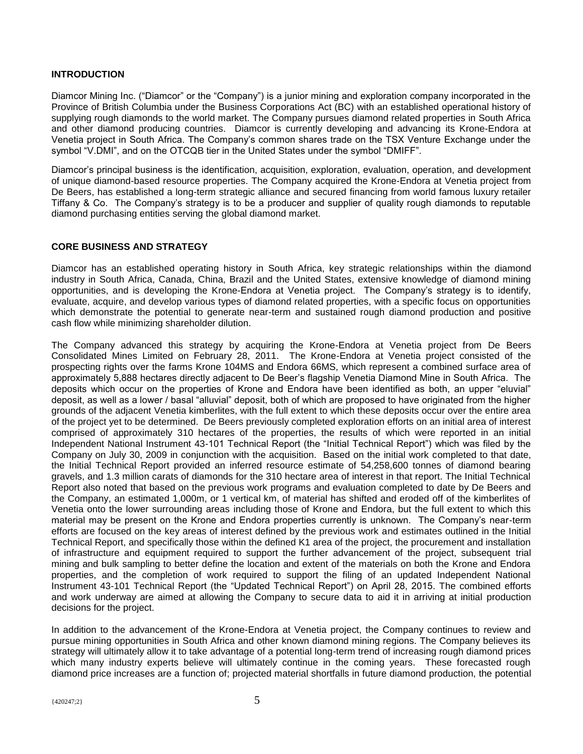## INTRODUCTION

Diamcor Mining Inc. ("Diamcor" or the "Company") is a junior mining and exploration company incorporated in the Province of British Columbia under the Business Corporations Act (BC) with an established operational history of supplying rough diamonds to the world market. The Company pursues diamond related properties in South Africa and other diamond producing countries. Diamcor is currently developing and advancing its Krone-Endora at Venetia project in South Africa. The Company's common shares trade on the TSX Venture Exchange under the symbol "V.DMI", and on the OTCQB tier in the United States under the symbol "DMIFF".

Diamcor's principal business is the identification, acquisition, exploration, evaluation, operation, and development of unique diamond-based resource properties. The Company acquired the Krone-Endora at Venetia project from De Beers, has established a long-term strategic alliance and secured financing from world famous luxury retailer Tiffany & Co. The Company's strategy is to be a producer and supplier of quality rough diamonds to reputable diamond purchasing entities serving the global diamond market.

## CORE BUSINESS AND STRATEGY

Diamcor has an established operating history in South Africa, key strategic relationships within the diamond industry in South Africa, Canada, China, Brazil and the United States, extensive knowledge of diamond mining opportunities, and is developing the Krone-Endora at Venetia project. The Company's strategy is to identify, evaluate, acquire, and develop various types of diamond related properties, with a specific focus on opportunities which demonstrate the potential to generate near-term and sustained rough diamond production and positive cash flow while minimizing shareholder dilution.

The Company advanced this strategy by acquiring the Krone-Endora at Venetia project from De Beers Consolidated Mines Limited on February 28, 2011. The Krone-Endora at Venetia project consisted of the prospecting rights over the farms Krone 104MS and Endora 66MS, which represent a combined surface area of approximately 5,888 hectares directly adjacent to De Beer's flagship Venetia Diamond Mine in South Africa. The deposits which occur on the properties of Krone and Endora have been identified as both, an upper "eluvial" deposit, as well as a lower / basal "alluvial" deposit, both of which are proposed to have originated from the higher grounds of the adjacent Venetia kimberlites, with the full extent to which these deposits occur over the entire area of the project yet to be determined. De Beers previously completed exploration efforts on an initial area of interest comprised of approximately 310 hectares of the properties, the results of which were reported in an initial Independent National Instrument 43-101 Technical Report (the "Initial Technical Report") which was filed by the Company on July 30, 2009 in conjunction with the acquisition. Based on the initial work completed to that date, the Initial Technical Report provided an inferred resource estimate of 54,258,600 tonnes of diamond bearing gravels, and 1.3 million carats of diamonds for the 310 hectare area of interest in that report. The Initial Technical Report also noted that based on the previous work programs and evaluation completed to date by De Beers and the Company, an estimated 1,000m, or 1 vertical km, of material has shifted and eroded off of the kimberlites of Venetia onto the lower surrounding areas including those of Krone and Endora, but the full extent to which this material may be present on the Krone and Endora properties currently is unknown. The Company's near-term efforts are focused on the key areas of interest defined by the previous work and estimates outlined in the Initial Technical Report, and specifically those within the defined K1 area of the project, the procurement and installation of infrastructure and equipment required to support the further advancement of the project, subsequent trial mining and bulk sampling to better define the location and extent of the materials on both the Krone and Endora properties, and the completion of work required to support the filing of an updated Independent National Instrument 43-101 Technical Report (the "Updated Technical Report") on April 28, 2015. The combined efforts and work underway are aimed at allowing the Company to secure data to aid it in arriving at initial production decisions for the project.

In addition to the advancement of the Krone-Endora at Venetia project, the Company continues to review and pursue mining opportunities in South Africa and other known diamond mining regions. The Company believes its strategy will ultimately allow it to take advantage of a potential long-term trend of increasing rough diamond prices which many industry experts believe will ultimately continue in the coming years. These forecasted rough diamond price increases are a function of; projected material shortfalls in future diamond production, the potential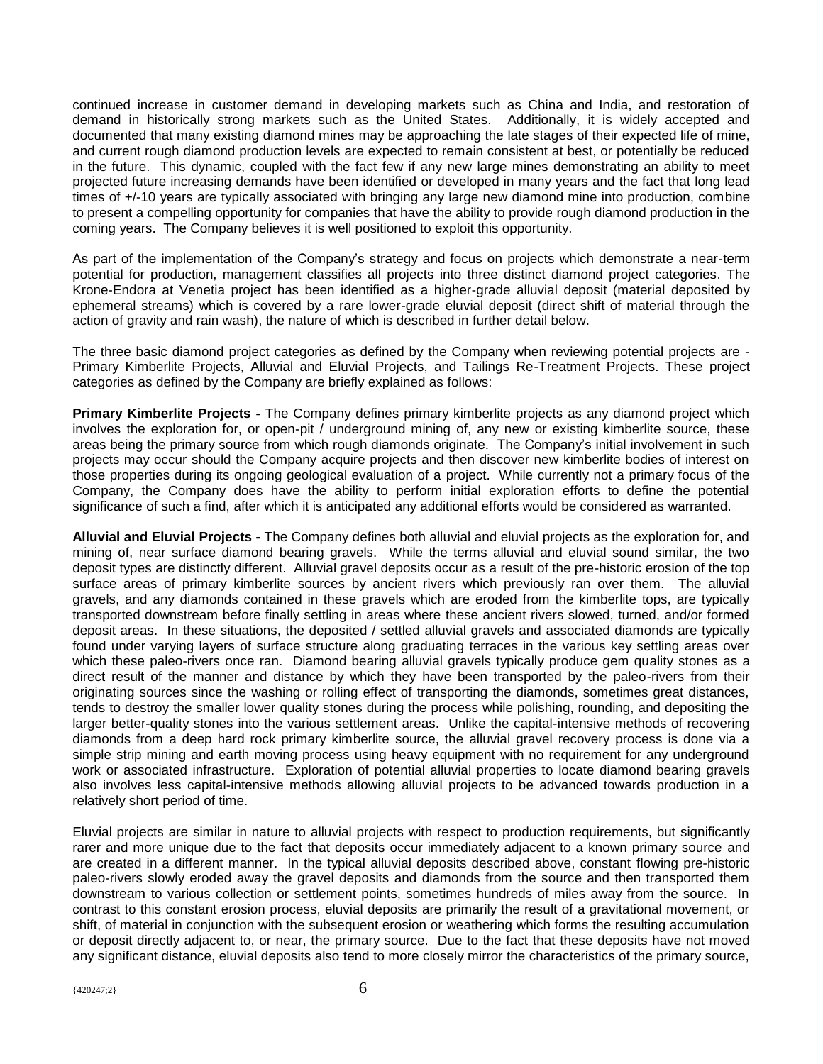continued increase in customer demand in developing markets such as China and India, and restoration of demand in historically strong markets such as the United States. Additionally, it is widely accepted and documented that many existing diamond mines may be approaching the late stages of their expected life of mine, and current rough diamond production levels are expected to remain consistent at best, or potentially be reduced in the future. This dynamic, coupled with the fact few if any new large mines demonstrating an ability to meet projected future increasing demands have been identified or developed in many years and the fact that long lead times of +/-10 years are typically associated with bringing any large new diamond mine into production, combine to present a compelling opportunity for companies that have the ability to provide rough diamond production in the coming years. The Company believes it is well positioned to exploit this opportunity.

As part of the implementation of the Company's strategy and focus on projects which demonstrate a near-term potential for production, management classifies all projects into three distinct diamond project categories. The Krone-Endora at Venetia project has been identified as a higher-grade alluvial deposit (material deposited by ephemeral streams) which is covered by a rare lower-grade eluvial deposit (direct shift of material through the action of gravity and rain wash), the nature of which is described in further detail below.

The three basic diamond project categories as defined by the Company when reviewing potential projects are - Primary Kimberlite Projects, Alluvial and Eluvial Projects, and Tailings Re-Treatment Projects. These project categories as defined by the Company are briefly explained as follows:

**Primary Kimberlite Projects -** The Company defines primary kimberlite projects as any diamond project which involves the exploration for, or open-pit / underground mining of, any new or existing kimberlite source, these areas being the primary source from which rough diamonds originate. The Company's initial involvement in such projects may occur should the Company acquire projects and then discover new kimberlite bodies of interest on those properties during its ongoing geological evaluation of a project. While currently not a primary focus of the Company, the Company does have the ability to perform initial exploration efforts to define the potential significance of such a find, after which it is anticipated any additional efforts would be considered as warranted.

**Alluvial and Eluvial Projects -** The Company defines both alluvial and eluvial projects as the exploration for, and mining of, near surface diamond bearing gravels. While the terms alluvial and eluvial sound similar, the two deposit types are distinctly different. Alluvial gravel deposits occur as a result of the pre-historic erosion of the top surface areas of primary kimberlite sources by ancient rivers which previously ran over them. The alluvial gravels, and any diamonds contained in these gravels which are eroded from the kimberlite tops, are typically transported downstream before finally settling in areas where these ancient rivers slowed, turned, and/or formed deposit areas. In these situations, the deposited / settled alluvial gravels and associated diamonds are typically found under varying layers of surface structure along graduating terraces in the various key settling areas over which these paleo-rivers once ran. Diamond bearing alluvial gravels typically produce gem quality stones as a direct result of the manner and distance by which they have been transported by the paleo-rivers from their originating sources since the washing or rolling effect of transporting the diamonds, sometimes great distances, tends to destroy the smaller lower quality stones during the process while polishing, rounding, and depositing the larger better-quality stones into the various settlement areas. Unlike the capital-intensive methods of recovering diamonds from a deep hard rock primary kimberlite source, the alluvial gravel recovery process is done via a simple strip mining and earth moving process using heavy equipment with no requirement for any underground work or associated infrastructure. Exploration of potential alluvial properties to locate diamond bearing gravels also involves less capital-intensive methods allowing alluvial projects to be advanced towards production in a relatively short period of time.

Eluvial projects are similar in nature to alluvial projects with respect to production requirements, but significantly rarer and more unique due to the fact that deposits occur immediately adjacent to a known primary source and are created in a different manner. In the typical alluvial deposits described above, constant flowing pre-historic paleo-rivers slowly eroded away the gravel deposits and diamonds from the source and then transported them downstream to various collection or settlement points, sometimes hundreds of miles away from the source. In contrast to this constant erosion process, eluvial deposits are primarily the result of a gravitational movement, or shift, of material in conjunction with the subsequent erosion or weathering which forms the resulting accumulation or deposit directly adjacent to, or near, the primary source. Due to the fact that these deposits have not moved any significant distance, eluvial deposits also tend to more closely mirror the characteristics of the primary source,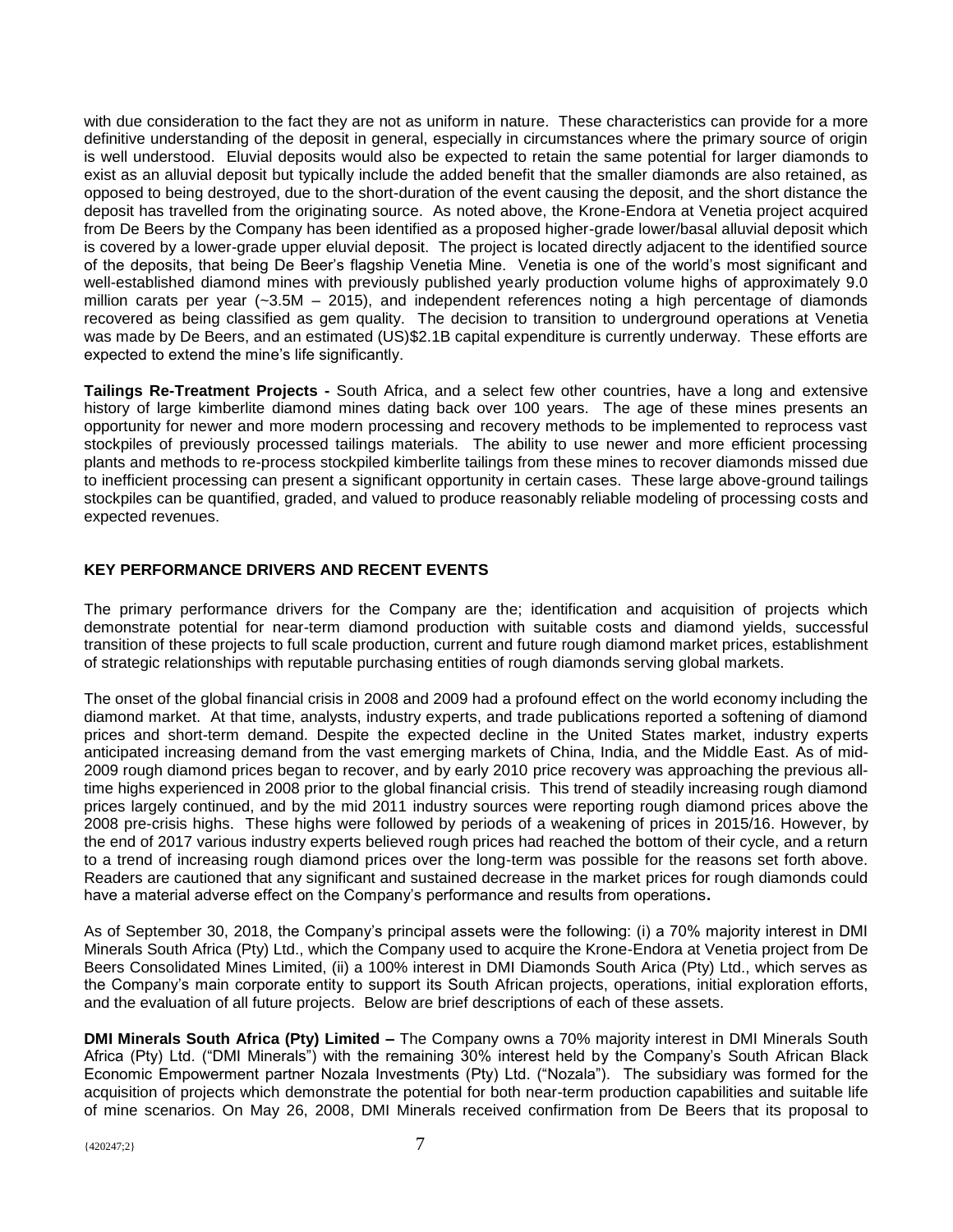with due consideration to the fact they are not as uniform in nature. These characteristics can provide for a more definitive understanding of the deposit in general, especially in circumstances where the primary source of origin is well understood. Eluvial deposits would also be expected to retain the same potential for larger diamonds to exist as an alluvial deposit but typically include the added benefit that the smaller diamonds are also retained, as opposed to being destroyed, due to the short-duration of the event causing the deposit, and the short distance the deposit has travelled from the originating source. As noted above, the Krone-Endora at Venetia project acquired from De Beers by the Company has been identified as a proposed higher-grade lower/basal alluvial deposit which is covered by a lower-grade upper eluvial deposit. The project is located directly adjacent to the identified source of the deposits, that being De Beer's flagship Venetia Mine. Venetia is one of the world's most significant and well-established diamond mines with previously published yearly production volume highs of approximately 9.0 million carats per year (~3.5M – 2015), and independent references noting a high percentage of diamonds recovered as being classified as gem quality. The decision to transition to underground operations at Venetia was made by De Beers, and an estimated (US)$2.1B capital expenditure is currently underway. These efforts are expected to extend the mine's life significantly.

**Tailings Re-Treatment Projects -** South Africa, and a select few other countries, have a long and extensive history of large kimberlite diamond mines dating back over 100 years. The age of these mines presents an opportunity for newer and more modern processing and recovery methods to be implemented to reprocess vast stockpiles of previously processed tailings materials. The ability to use newer and more efficient processing plants and methods to re-process stockpiled kimberlite tailings from these mines to recover diamonds missed due to inefficient processing can present a significant opportunity in certain cases. These large above-ground tailings stockpiles can be quantified, graded, and valued to produce reasonably reliable modeling of processing costs and expected revenues.

## KEY PERFORMANCE DRIVERS AND RECENT EVENTS

The primary performance drivers for the Company are the; identification and acquisition of projects which demonstrate potential for near-term diamond production with suitable costs and diamond yields, successful transition of these projects to full scale production, current and future rough diamond market prices, establishment of strategic relationships with reputable purchasing entities of rough diamonds serving global markets.

The onset of the global financial crisis in 2008 and 2009 had a profound effect on the world economy including the diamond market. At that time, analysts, industry experts, and trade publications reported a softening of diamond prices and short-term demand. Despite the expected decline in the United States market, industry experts anticipated increasing demand from the vast emerging markets of China, India, and the Middle East. As of mid-2009 rough diamond prices began to recover, and by early 2010 price recovery was approaching the previous all-time highs experienced in 2008 prior to the global financial crisis. This trend of steadily increasing rough diamond prices largely continued, and by the mid 2011 industry sources were reporting rough diamond prices above the 2008 pre-crisis highs. These highs were followed by periods of a weakening of prices in 2015/16. However, by the end of 2017 various industry experts believed rough prices had reached the bottom of their cycle, and a return to a trend of increasing rough diamond prices over the long-term was possible for the reasons set forth above. Readers are cautioned that any significant and sustained decrease in the market prices for rough diamonds could have a material adverse effect on the Company's performance and results from operations**.**

As of September 30, 2018, the Company's principal assets were the following: (i) a 70% majority interest in DMI Minerals South Africa (Pty) Ltd., which the Company used to acquire the Krone-Endora at Venetia project from De Beers Consolidated Mines Limited, (ii) a 100% interest in DMI Diamonds South Arica (Pty) Ltd., which serves as the Company's main corporate entity to support its South African projects, operations, initial exploration efforts, and the evaluation of all future projects. Below are brief descriptions of each of these assets.

**DMI Minerals South Africa (Pty) Limited –** The Company owns a 70% majority interest in DMI Minerals South Africa (Pty) Ltd. ("DMI Minerals") with the remaining 30% interest held by the Company's South African Black Economic Empowerment partner Nozala Investments (Pty) Ltd. ("Nozala"). The subsidiary was formed for the acquisition of projects which demonstrate the potential for both near-term production capabilities and suitable life of mine scenarios. On May 26, 2008, DMI Minerals received confirmation from De Beers that its proposal to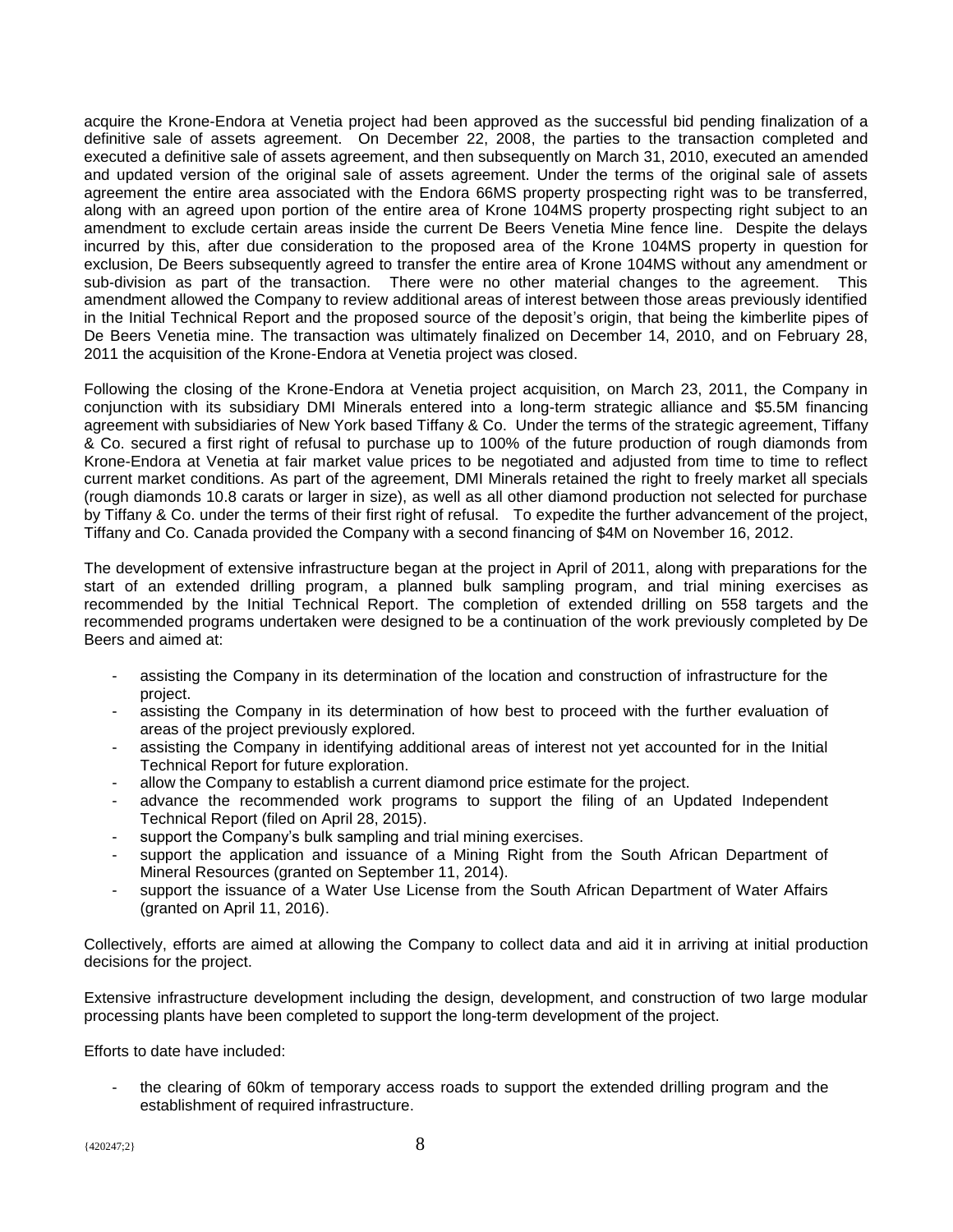acquire the Krone-Endora at Venetia project had been approved as the successful bid pending finalization of a definitive sale of assets agreement. On December 22, 2008, the parties to the transaction completed and executed a definitive sale of assets agreement, and then subsequently on March 31, 2010, executed an amended and updated version of the original sale of assets agreement. Under the terms of the original sale of assets agreement the entire area associated with the Endora 66MS property prospecting right was to be transferred, along with an agreed upon portion of the entire area of Krone 104MS property prospecting right subject to an amendment to exclude certain areas inside the current De Beers Venetia Mine fence line. Despite the delays incurred by this, after due consideration to the proposed area of the Krone 104MS property in question for exclusion, De Beers subsequently agreed to transfer the entire area of Krone 104MS without any amendment or sub-division as part of the transaction. There were no other material changes to the agreement. This amendment allowed the Company to review additional areas of interest between those areas previously identified in the Initial Technical Report and the proposed source of the deposit's origin, that being the kimberlite pipes of De Beers Venetia mine. The transaction was ultimately finalized on December 14, 2010, and on February 28, 2011 the acquisition of the Krone-Endora at Venetia project was closed.

Following the closing of the Krone-Endora at Venetia project acquisition, on March 23, 2011, the Company in conjunction with its subsidiary DMI Minerals entered into a long-term strategic alliance and $5.5M financing agreement with subsidiaries of New York based Tiffany & Co. Under the terms of the strategic agreement, Tiffany & Co. secured a first right of refusal to purchase up to 100% of the future production of rough diamonds from Krone-Endora at Venetia at fair market value prices to be negotiated and adjusted from time to time to reflect current market conditions. As part of the agreement, DMI Minerals retained the right to freely market all specials (rough diamonds 10.8 carats or larger in size), as well as all other diamond production not selected for purchase by Tiffany & Co. under the terms of their first right of refusal. To expedite the further advancement of the project, Tiffany and Co. Canada provided the Company with a second financing of $4M on November 16, 2012.

The development of extensive infrastructure began at the project in April of 2011, along with preparations for the start of an extended drilling program, a planned bulk sampling program, and trial mining exercises as recommended by the Initial Technical Report. The completion of extended drilling on 558 targets and the recommended programs undertaken were designed to be a continuation of the work previously completed by De Beers and aimed at:

- assisting the Company in its determination of the location and construction of infrastructure for the project.
- assisting the Company in its determination of how best to proceed with the further evaluation of areas of the project previously explored.
- assisting the Company in identifying additional areas of interest not yet accounted for in the Initial Technical Report for future exploration.
- allow the Company to establish a current diamond price estimate for the project.
- advance the recommended work programs to support the filing of an Updated Independent Technical Report (filed on April 28, 2015).
- support the Company's bulk sampling and trial mining exercises.
- support the application and issuance of a Mining Right from the South African Department of Mineral Resources (granted on September 11, 2014).
- support the issuance of a Water Use License from the South African Department of Water Affairs (granted on April 11, 2016).

Collectively, efforts are aimed at allowing the Company to collect data and aid it in arriving at initial production decisions for the project.

Extensive infrastructure development including the design, development, and construction of two large modular processing plants have been completed to support the long-term development of the project.

Efforts to date have included:

- the clearing of 60km of temporary access roads to support the extended drilling program and the establishment of required infrastructure.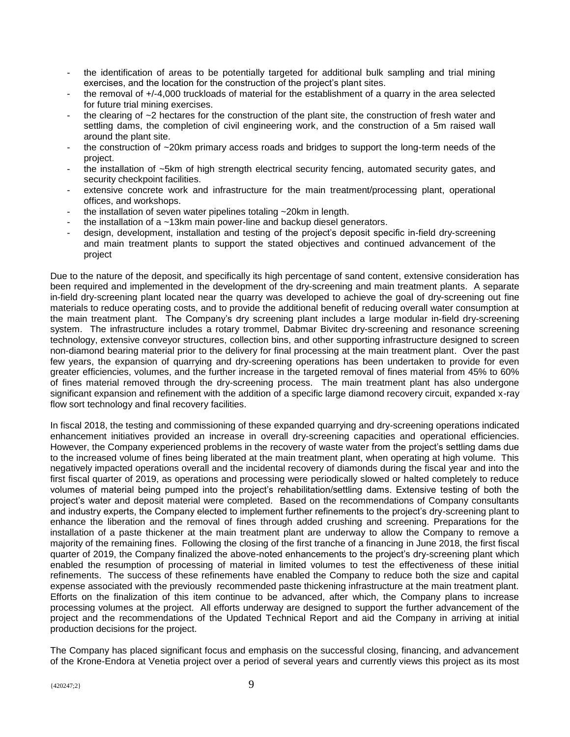- the identification of areas to be potentially targeted for additional bulk sampling and trial mining exercises, and the location for the construction of the project's plant sites.
- the removal of +/-4,000 truckloads of material for the establishment of a quarry in the area selected for future trial mining exercises.
- the clearing of ~2 hectares for the construction of the plant site, the construction of fresh water and settling dams, the completion of civil engineering work, and the construction of a 5m raised wall around the plant site.
- the construction of ~20km primary access roads and bridges to support the long-term needs of the project.
- the installation of ~5km of high strength electrical security fencing, automated security gates, and security checkpoint facilities.
- extensive concrete work and infrastructure for the main treatment/processing plant, operational offices, and workshops.
- the installation of seven water pipelines totaling ~20km in length.
- the installation of a ~13km main power-line and backup diesel generators.
- design, development, installation and testing of the project's deposit specific in-field dry-screening and main treatment plants to support the stated objectives and continued advancement of the project

Due to the nature of the deposit, and specifically its high percentage of sand content, extensive consideration has been required and implemented in the development of the dry-screening and main treatment plants. A separate in-field dry-screening plant located near the quarry was developed to achieve the goal of dry-screening out fine materials to reduce operating costs, and to provide the additional benefit of reducing overall water consumption at the main treatment plant. The Company's dry screening plant includes a large modular in-field dry-screening system. The infrastructure includes a rotary trommel, Dabmar Bivitec dry-screening and resonance screening technology, extensive conveyor structures, collection bins, and other supporting infrastructure designed to screen non-diamond bearing material prior to the delivery for final processing at the main treatment plant. Over the past few years, the expansion of quarrying and dry-screening operations has been undertaken to provide for even greater efficiencies, volumes, and the further increase in the targeted removal of fines material from 45% to 60% of fines material removed through the dry-screening process. The main treatment plant has also undergone significant expansion and refinement with the addition of a specific large diamond recovery circuit, expanded x-ray flow sort technology and final recovery facilities.

In fiscal 2018, the testing and commissioning of these expanded quarrying and dry-screening operations indicated enhancement initiatives provided an increase in overall dry-screening capacities and operational efficiencies. However, the Company experienced problems in the recovery of waste water from the project's settling dams due to the increased volume of fines being liberated at the main treatment plant, when operating at high volume. This negatively impacted operations overall and the incidental recovery of diamonds during the fiscal year and into the first fiscal quarter of 2019, as operations and processing were periodically slowed or halted completely to reduce volumes of material being pumped into the project's rehabilitation/settling dams. Extensive testing of both the project's water and deposit material were completed. Based on the recommendations of Company consultants and industry experts, the Company elected to implement further refinements to the project's dry-screening plant to enhance the liberation and the removal of fines through added crushing and screening. Preparations for the installation of a paste thickener at the main treatment plant are underway to allow the Company to remove a majority of the remaining fines. Following the closing of the first tranche of a financing in June 2018, the first fiscal quarter of 2019, the Company finalized the above-noted enhancements to the project's dry-screening plant which enabled the resumption of processing of material in limited volumes to test the effectiveness of these initial refinements. The success of these refinements have enabled the Company to reduce both the size and capital expense associated with the previously recommended paste thickening infrastructure at the main treatment plant. Efforts on the finalization of this item continue to be advanced, after which, the Company plans to increase processing volumes at the project. All efforts underway are designed to support the further advancement of the project and the recommendations of the Updated Technical Report and aid the Company in arriving at initial production decisions for the project.

The Company has placed significant focus and emphasis on the successful closing, financing, and advancement of the Krone-Endora at Venetia project over a period of several years and currently views this project as its most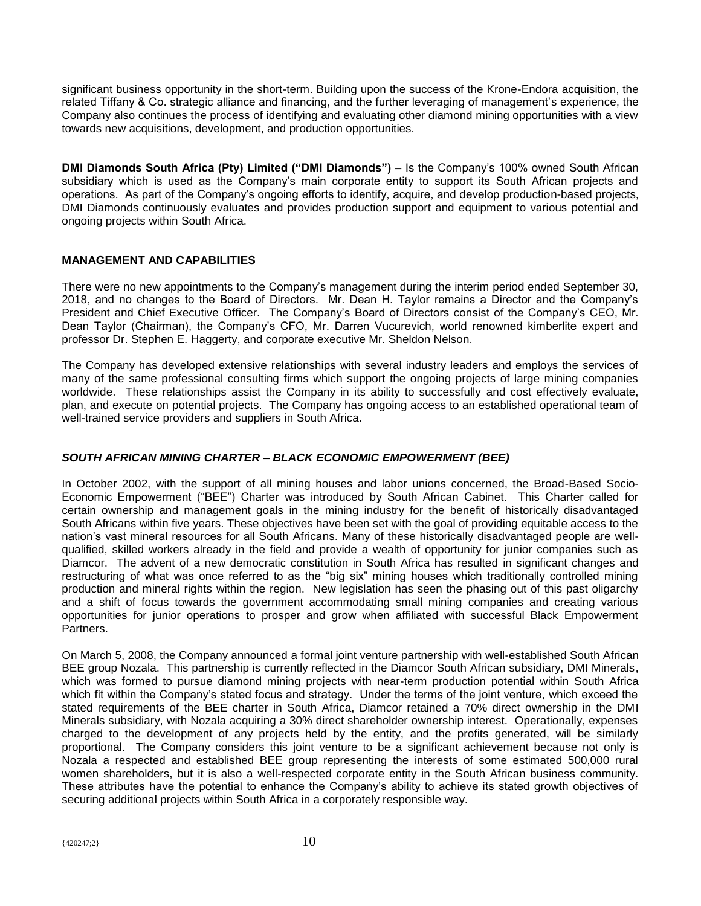significant business opportunity in the short-term. Building upon the success of the Krone-Endora acquisition, the related Tiffany & Co. strategic alliance and financing, and the further leveraging of management's experience, the Company also continues the process of identifying and evaluating other diamond mining opportunities with a view towards new acquisitions, development, and production opportunities.

**DMI Diamonds South Africa (Pty) Limited ("DMI Diamonds") –** Is the Company's 100% owned South African subsidiary which is used as the Company's main corporate entity to support its South African projects and operations. As part of the Company's ongoing efforts to identify, acquire, and develop production-based projects, DMI Diamonds continuously evaluates and provides production support and equipment to various potential and ongoing projects within South Africa.

## MANAGEMENT AND CAPABILITIES

There were no new appointments to the Company's management during the interim period ended September 30, 2018, and no changes to the Board of Directors. Mr. Dean H. Taylor remains a Director and the Company's President and Chief Executive Officer. The Company's Board of Directors consist of the Company's CEO, Mr. Dean Taylor (Chairman), the Company's CFO, Mr. Darren Vucurevich, world renowned kimberlite expert and professor Dr. Stephen E. Haggerty, and corporate executive Mr. Sheldon Nelson.

The Company has developed extensive relationships with several industry leaders and employs the services of many of the same professional consulting firms which support the ongoing projects of large mining companies worldwide. These relationships assist the Company in its ability to successfully and cost effectively evaluate, plan, and execute on potential projects. The Company has ongoing access to an established operational team of well-trained service providers and suppliers in South Africa.

### *SOUTH AFRICAN MINING CHARTER – BLACK ECONOMIC EMPOWERMENT (BEE)*

In October 2002, with the support of all mining houses and labor unions concerned, the Broad-Based Socio-Economic Empowerment ("BEE") Charter was introduced by South African Cabinet. This Charter called for certain ownership and management goals in the mining industry for the benefit of historically disadvantaged South Africans within five years. These objectives have been set with the goal of providing equitable access to the nation's vast mineral resources for all South Africans. Many of these historically disadvantaged people are well-qualified, skilled workers already in the field and provide a wealth of opportunity for junior companies such as Diamcor. The advent of a new democratic constitution in South Africa has resulted in significant changes and restructuring of what was once referred to as the "big six" mining houses which traditionally controlled mining production and mineral rights within the region. New legislation has seen the phasing out of this past oligarchy and a shift of focus towards the government accommodating small mining companies and creating various opportunities for junior operations to prosper and grow when affiliated with successful Black Empowerment Partners.

On March 5, 2008, the Company announced a formal joint venture partnership with well-established South African BEE group Nozala. This partnership is currently reflected in the Diamcor South African subsidiary, DMI Minerals, which was formed to pursue diamond mining projects with near-term production potential within South Africa which fit within the Company's stated focus and strategy. Under the terms of the joint venture, which exceed the stated requirements of the BEE charter in South Africa, Diamcor retained a 70% direct ownership in the DMI Minerals subsidiary, with Nozala acquiring a 30% direct shareholder ownership interest. Operationally, expenses charged to the development of any projects held by the entity, and the profits generated, will be similarly proportional. The Company considers this joint venture to be a significant achievement because not only is Nozala a respected and established BEE group representing the interests of some estimated 500,000 rural women shareholders, but it is also a well-respected corporate entity in the South African business community. These attributes have the potential to enhance the Company's ability to achieve its stated growth objectives of securing additional projects within South Africa in a corporately responsible way.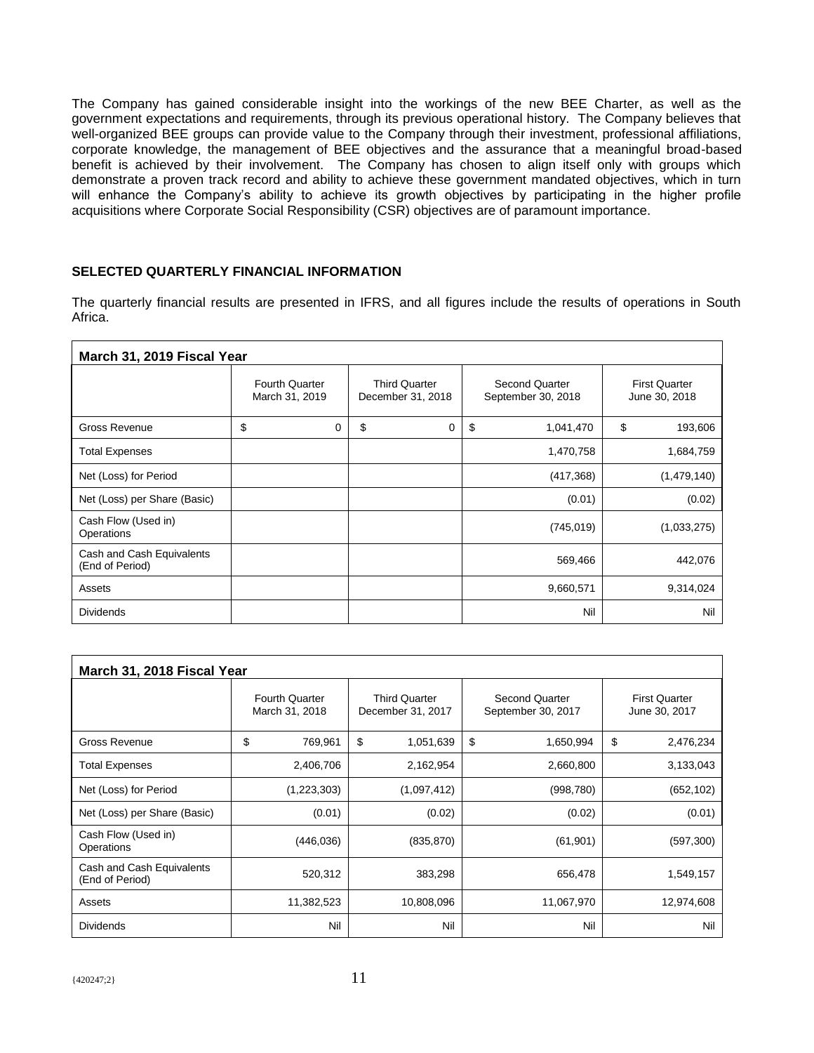The Company has gained considerable insight into the workings of the new BEE Charter, as well as the government expectations and requirements, through its previous operational history. The Company believes that well-organized BEE groups can provide value to the Company through their investment, professional affiliations, corporate knowledge, the management of BEE objectives and the assurance that a meaningful broad-based benefit is achieved by their involvement. The Company has chosen to align itself only with groups which demonstrate a proven track record and ability to achieve these government mandated objectives, which in turn will enhance the Company's ability to achieve its growth objectives by participating in the higher profile acquisitions where Corporate Social Responsibility (CSR) objectives are of paramount importance.

## SELECTED QUARTERLY FINANCIAL INFORMATION

The quarterly financial results are presented in IFRS, and all figures include the results of operations in South Africa.

**March 31, 2019 Fiscal Year**

| | Fourth Quarter March 31, 2019 | Third Quarter December 31, 2018 | Second Quarter September 30, 2018 | First Quarter June 30, 2018 |
|---|---|---|---|---|
| Gross Revenue | $ 0 | $ 0 | $ 1,041,470 | $ 193,606 |
| Total Expenses | | | 1,470,758 | 1,684,759 |
| Net (Loss) for Period | | | (417,368) | (1,479,140) |
| Net (Loss) per Share (Basic) | | | (0.01) | (0.02) |
| Cash Flow (Used in) Operations | | | (745,019) | (1,033,275) |
| Cash and Cash Equivalents (End of Period) | | | 569,466 | 442,076 |
| Assets | | | 9,660,571 | 9,314,024 |
| Dividends | | | Nil | Nil |

**March 31, 2018 Fiscal Year**

| | Fourth Quarter March 31, 2018 | Third Quarter December 31, 2017 | Second Quarter September 30, 2017 | First Quarter June 30, 2017 |
|---|---|---|---|---|
| Gross Revenue | $ 769,961 | $ 1,051,639 | $ 1,650,994 | $ 2,476,234 |
| Total Expenses | 2,406,706 | 2,162,954 | 2,660,800 | 3,133,043 |
| Net (Loss) for Period | (1,223,303) | (1,097,412) | (998,780) | (652,102) |
| Net (Loss) per Share (Basic) | (0.01) | (0.02) | (0.02) | (0.01) |
| Cash Flow (Used in) Operations | (446,036) | (835,870) | (61,901) | (597,300) |
| Cash and Cash Equivalents (End of Period) | 520,312 | 383,298 | 656,478 | 1,549,157 |
| Assets | 11,382,523 | 10,808,096 | 11,067,970 | 12,974,608 |
| Dividends | Nil | Nil | Nil | Nil |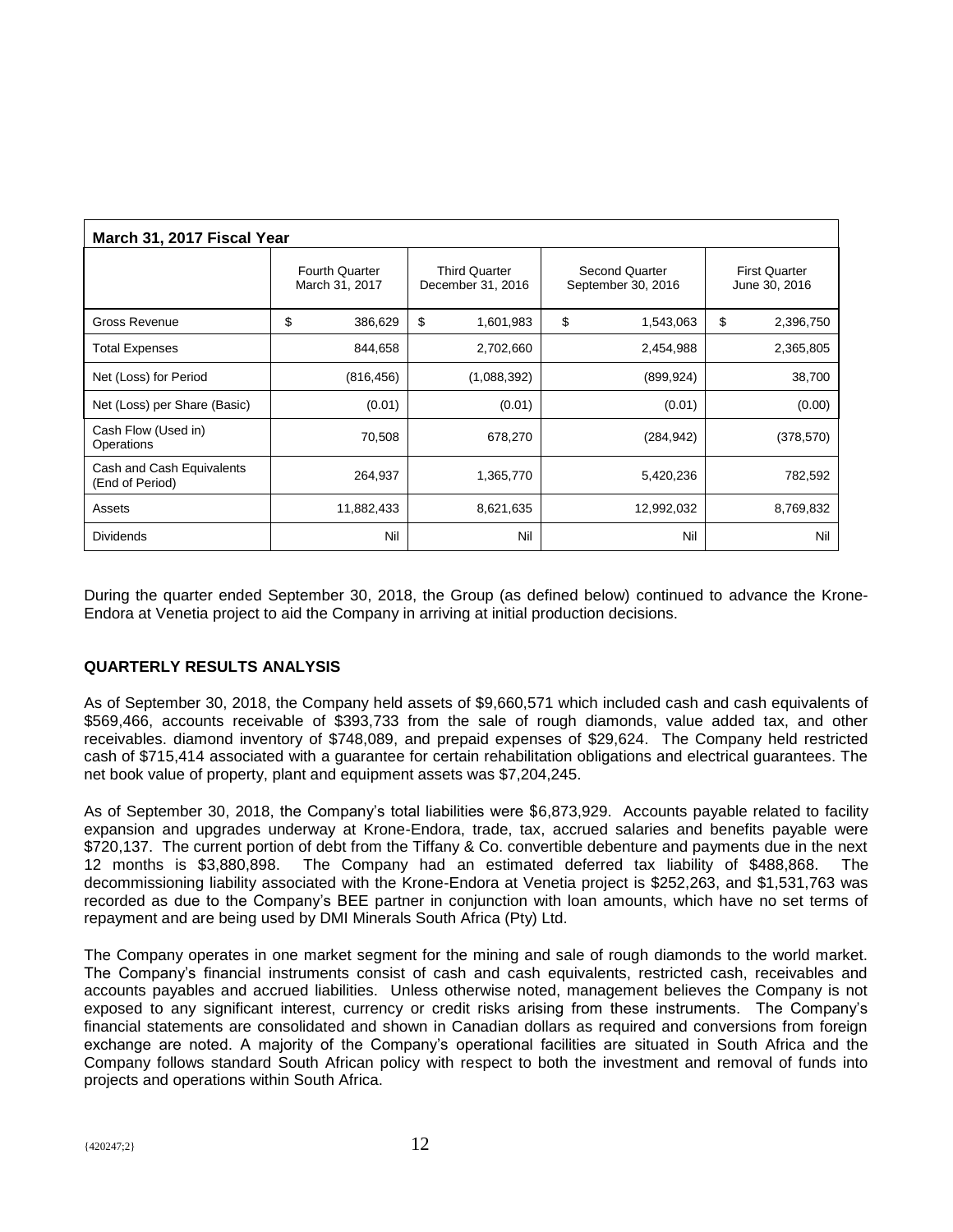| March 31, 2017 Fiscal Year | | | | |
|---|---|---|---|---|
| | Fourth Quarter March 31, 2017 | Third Quarter December 31, 2016 | Second Quarter September 30, 2016 | First Quarter June 30, 2016 |
| Gross Revenue | $ 386,629 | $ 1,601,983 | $ 1,543,063 | $ 2,396,750 |
| Total Expenses | 844,658 | 2,702,660 | 2,454,988 | 2,365,805 |
| Net (Loss) for Period | (816,456) | (1,088,392) | (899,924) | 38,700 |
| Net (Loss) per Share (Basic) | (0.01) | (0.01) | (0.01) | (0.00) |
| Cash Flow (Used in) Operations | 70,508 | 678,270 | (284,942) | (378,570) |
| Cash and Cash Equivalents (End of Period) | 264,937 | 1,365,770 | 5,420,236 | 782,592 |
| Assets | 11,882,433 | 8,621,635 | 12,992,032 | 8,769,832 |
| Dividends | Nil | Nil | Nil | Nil |

During the quarter ended September 30, 2018, the Group (as defined below) continued to advance the Krone-Endora at Venetia project to aid the Company in arriving at initial production decisions.

## QUARTERLY RESULTS ANALYSIS

As of September 30, 2018, the Company held assets of $9,660,571 which included cash and cash equivalents of $569,466, accounts receivable of $393,733 from the sale of rough diamonds, value added tax, and other receivables. diamond inventory of $748,089, and prepaid expenses of $29,624. The Company held restricted cash of $715,414 associated with a guarantee for certain rehabilitation obligations and electrical guarantees. The net book value of property, plant and equipment assets was $7,204,245.

As of September 30, 2018, the Company's total liabilities were $6,873,929. Accounts payable related to facility expansion and upgrades underway at Krone-Endora, trade, tax, accrued salaries and benefits payable were $720,137. The current portion of debt from the Tiffany & Co. convertible debenture and payments due in the next 12 months is $3,880,898. The Company had an estimated deferred tax liability of $488,868. The decommissioning liability associated with the Krone-Endora at Venetia project is $252,263, and $1,531,763 was recorded as due to the Company's BEE partner in conjunction with loan amounts, which have no set terms of repayment and are being used by DMI Minerals South Africa (Pty) Ltd.

The Company operates in one market segment for the mining and sale of rough diamonds to the world market. The Company's financial instruments consist of cash and cash equivalents, restricted cash, receivables and accounts payables and accrued liabilities. Unless otherwise noted, management believes the Company is not exposed to any significant interest, currency or credit risks arising from these instruments. The Company's financial statements are consolidated and shown in Canadian dollars as required and conversions from foreign exchange are noted. A majority of the Company's operational facilities are situated in South Africa and the Company follows standard South African policy with respect to both the investment and removal of funds into projects and operations within South Africa.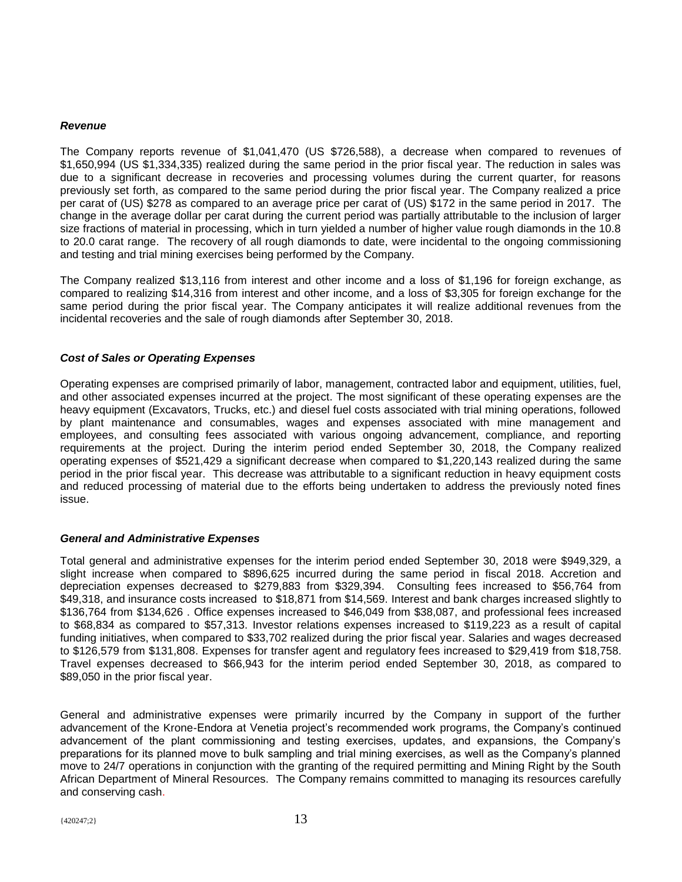### *Revenue*

The Company reports revenue of $1,041,470 (US $726,588), a decrease when compared to revenues of $1,650,994 (US $1,334,335) realized during the same period in the prior fiscal year. The reduction in sales was due to a significant decrease in recoveries and processing volumes during the current quarter, for reasons previously set forth, as compared to the same period during the prior fiscal year. The Company realized a price per carat of (US) $278 as compared to an average price per carat of (US) $172 in the same period in 2017. The change in the average dollar per carat during the current period was partially attributable to the inclusion of larger size fractions of material in processing, which in turn yielded a number of higher value rough diamonds in the 10.8 to 20.0 carat range. The recovery of all rough diamonds to date, were incidental to the ongoing commissioning and testing and trial mining exercises being performed by the Company.

The Company realized $13,116 from interest and other income and a loss of $1,196 for foreign exchange, as compared to realizing $14,316 from interest and other income, and a loss of $3,305 for foreign exchange for the same period during the prior fiscal year. The Company anticipates it will realize additional revenues from the incidental recoveries and the sale of rough diamonds after September 30, 2018.

### *Cost of Sales or Operating Expenses*

Operating expenses are comprised primarily of labor, management, contracted labor and equipment, utilities, fuel, and other associated expenses incurred at the project. The most significant of these operating expenses are the heavy equipment (Excavators, Trucks, etc.) and diesel fuel costs associated with trial mining operations, followed by plant maintenance and consumables, wages and expenses associated with mine management and employees, and consulting fees associated with various ongoing advancement, compliance, and reporting requirements at the project. During the interim period ended September 30, 2018, the Company realized operating expenses of $521,429 a significant decrease when compared to $1,220,143 realized during the same period in the prior fiscal year. This decrease was attributable to a significant reduction in heavy equipment costs and reduced processing of material due to the efforts being undertaken to address the previously noted fines issue.

### *General and Administrative Expenses*

Total general and administrative expenses for the interim period ended September 30, 2018 were $949,329, a slight increase when compared to $896,625 incurred during the same period in fiscal 2018. Accretion and depreciation expenses decreased to $279,883 from $329,394. Consulting fees increased to $56,764 from $49,318, and insurance costs increased to $18,871 from $14,569. Interest and bank charges increased slightly to $136,764 from $134,626 . Office expenses increased to $46,049 from $38,087, and professional fees increased to $68,834 as compared to $57,313. Investor relations expenses increased to $119,223 as a result of capital funding initiatives, when compared to $33,702 realized during the prior fiscal year. Salaries and wages decreased to $126,579 from $131,808. Expenses for transfer agent and regulatory fees increased to $29,419 from $18,758. Travel expenses decreased to $66,943 for the interim period ended September 30, 2018, as compared to $89,050 in the prior fiscal year.

General and administrative expenses were primarily incurred by the Company in support of the further advancement of the Krone-Endora at Venetia project's recommended work programs, the Company's continued advancement of the plant commissioning and testing exercises, updates, and expansions, the Company's preparations for its planned move to bulk sampling and trial mining exercises, as well as the Company's planned move to 24/7 operations in conjunction with the granting of the required permitting and Mining Right by the South African Department of Mineral Resources. The Company remains committed to managing its resources carefully and conserving cash.

{420247;2}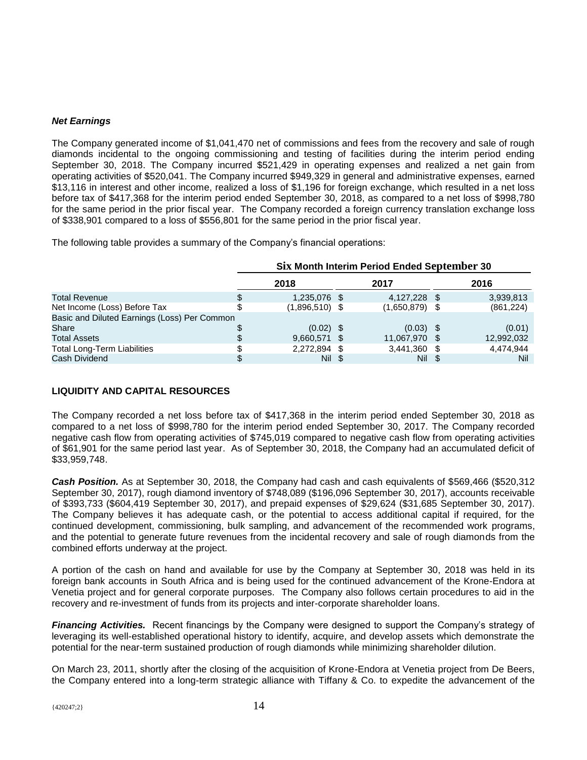### *Net Earnings*

The Company generated income of $1,041,470 net of commissions and fees from the recovery and sale of rough diamonds incidental to the ongoing commissioning and testing of facilities during the interim period ending September 30, 2018. The Company incurred $521,429 in operating expenses and realized a net gain from operating activities of $520,041. The Company incurred $949,329 in general and administrative expenses, earned $13,116 in interest and other income, realized a loss of $1,196 for foreign exchange, which resulted in a net loss before tax of $417,368 for the interim period ended September 30, 2018, as compared to a net loss of $998,780 for the same period in the prior fiscal year. The Company recorded a foreign currency translation exchange loss of $338,901 compared to a loss of $556,801 for the same period in the prior fiscal year.

The following table provides a summary of the Company's financial operations:

| | Six Month Interim Period Ended September 30 | | |
|---|---|---|---|
| | 2018 | 2017 | 2016 |
| Total Revenue | $ 1,235,076 | $ 4,127,228 | $ 3,939,813 |
| Net Income (Loss) Before Tax | $ (1,896,510) | $ (1,650,879) | $ (861,224) |
| Basic and Diluted Earnings (Loss) Per Common Share | $ (0.02) | $ (0.03) | $ (0.01) |
| Total Assets | $ 9,660,571 | $ 11,067,970 | $ 12,992,032 |
| Total Long-Term Liabilities | $ 2,272,894 | $ 3,441,360 | $ 4,474,944 |
| Cash Dividend | $ Nil | $ Nil | $ Nil |

## LIQUIDITY AND CAPITAL RESOURCES

The Company recorded a net loss before tax of $417,368 in the interim period ended September 30, 2018 as compared to a net loss of $998,780 for the interim period ended September 30, 2017. The Company recorded negative cash flow from operating activities of $745,019 compared to negative cash flow from operating activities of $61,901 for the same period last year. As of September 30, 2018, the Company had an accumulated deficit of $33,959,748.

***Cash Position.*** As at September 30, 2018, the Company had cash and cash equivalents of $569,466 ($520,312 September 30, 2017), rough diamond inventory of $748,089 ($196,096 September 30, 2017), accounts receivable of $393,733 ($604,419 September 30, 2017), and prepaid expenses of $29,624 ($31,685 September 30, 2017). The Company believes it has adequate cash, or the potential to access additional capital if required, for the continued development, commissioning, bulk sampling, and advancement of the recommended work programs, and the potential to generate future revenues from the incidental recovery and sale of rough diamonds from the combined efforts underway at the project.

A portion of the cash on hand and available for use by the Company at September 30, 2018 was held in its foreign bank accounts in South Africa and is being used for the continued advancement of the Krone-Endora at Venetia project and for general corporate purposes. The Company also follows certain procedures to aid in the recovery and re-investment of funds from its projects and inter-corporate shareholder loans.

***Financing Activities.*** Recent financings by the Company were designed to support the Company's strategy of leveraging its well-established operational history to identify, acquire, and develop assets which demonstrate the potential for the near-term sustained production of rough diamonds while minimizing shareholder dilution.

On March 23, 2011, shortly after the closing of the acquisition of Krone-Endora at Venetia project from De Beers, the Company entered into a long-term strategic alliance with Tiffany & Co. to expedite the advancement of the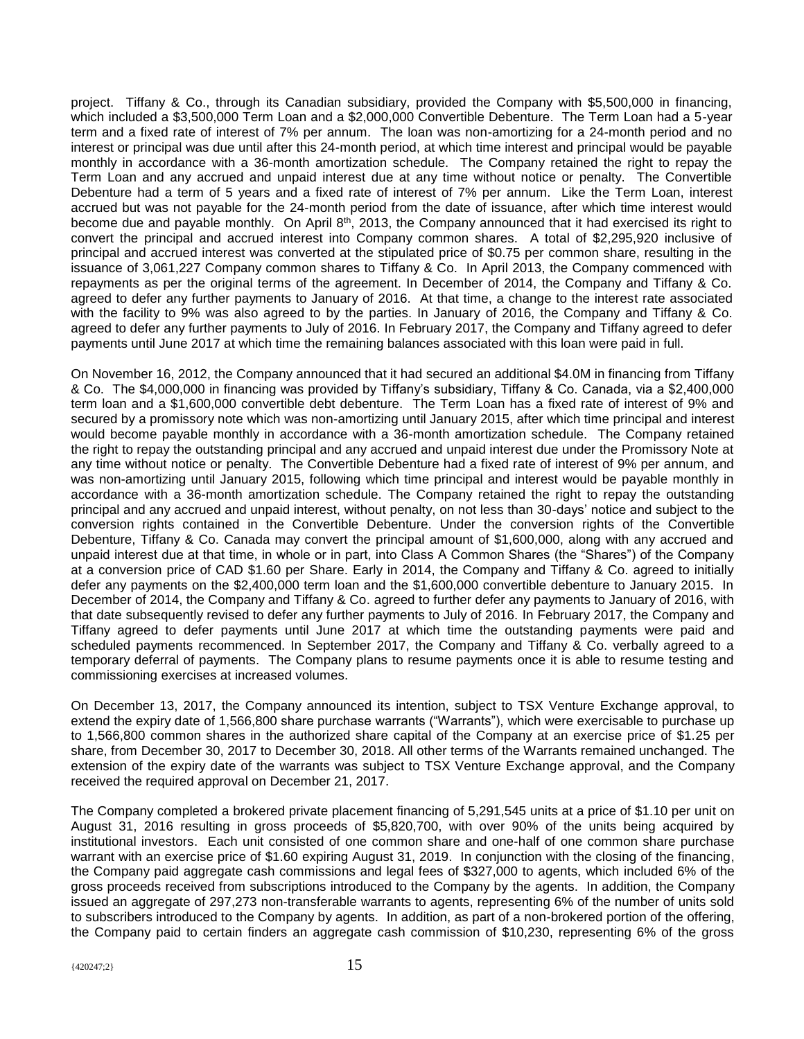project. Tiffany & Co., through its Canadian subsidiary, provided the Company with $5,500,000 in financing, which included a $3,500,000 Term Loan and a $2,000,000 Convertible Debenture. The Term Loan had a 5-year term and a fixed rate of interest of 7% per annum. The loan was non-amortizing for a 24-month period and no interest or principal was due until after this 24-month period, at which time interest and principal would be payable monthly in accordance with a 36-month amortization schedule. The Company retained the right to repay the Term Loan and any accrued and unpaid interest due at any time without notice or penalty. The Convertible Debenture had a term of 5 years and a fixed rate of interest of 7% per annum. Like the Term Loan, interest accrued but was not payable for the 24-month period from the date of issuance, after which time interest would become due and payable monthly. On April 8th, 2013, the Company announced that it had exercised its right to convert the principal and accrued interest into Company common shares. A total of $2,295,920 inclusive of principal and accrued interest was converted at the stipulated price of $0.75 per common share, resulting in the issuance of 3,061,227 Company common shares to Tiffany & Co. In April 2013, the Company commenced with repayments as per the original terms of the agreement. In December of 2014, the Company and Tiffany & Co. agreed to defer any further payments to January of 2016. At that time, a change to the interest rate associated with the facility to 9% was also agreed to by the parties. In January of 2016, the Company and Tiffany & Co. agreed to defer any further payments to July of 2016. In February 2017, the Company and Tiffany agreed to defer payments until June 2017 at which time the remaining balances associated with this loan were paid in full.

On November 16, 2012, the Company announced that it had secured an additional $4.0M in financing from Tiffany & Co. The $4,000,000 in financing was provided by Tiffany's subsidiary, Tiffany & Co. Canada, via a $2,400,000 term loan and a $1,600,000 convertible debt debenture. The Term Loan has a fixed rate of interest of 9% and secured by a promissory note which was non-amortizing until January 2015, after which time principal and interest would become payable monthly in accordance with a 36-month amortization schedule. The Company retained the right to repay the outstanding principal and any accrued and unpaid interest due under the Promissory Note at any time without notice or penalty. The Convertible Debenture had a fixed rate of interest of 9% per annum, and was non-amortizing until January 2015, following which time principal and interest would be payable monthly in accordance with a 36-month amortization schedule. The Company retained the right to repay the outstanding principal and any accrued and unpaid interest, without penalty, on not less than 30-days' notice and subject to the conversion rights contained in the Convertible Debenture. Under the conversion rights of the Convertible Debenture, Tiffany & Co. Canada may convert the principal amount of $1,600,000, along with any accrued and unpaid interest due at that time, in whole or in part, into Class A Common Shares (the "Shares") of the Company at a conversion price of CAD $1.60 per Share. Early in 2014, the Company and Tiffany & Co. agreed to initially defer any payments on the $2,400,000 term loan and the $1,600,000 convertible debenture to January 2015. In December of 2014, the Company and Tiffany & Co. agreed to further defer any payments to January of 2016, with that date subsequently revised to defer any further payments to July of 2016. In February 2017, the Company and Tiffany agreed to defer payments until June 2017 at which time the outstanding payments were paid and scheduled payments recommenced. In September 2017, the Company and Tiffany & Co. verbally agreed to a temporary deferral of payments. The Company plans to resume payments once it is able to resume testing and commissioning exercises at increased volumes.

On December 13, 2017, the Company announced its intention, subject to TSX Venture Exchange approval, to extend the expiry date of 1,566,800 share purchase warrants ("Warrants"), which were exercisable to purchase up to 1,566,800 common shares in the authorized share capital of the Company at an exercise price of $1.25 per share, from December 30, 2017 to December 30, 2018. All other terms of the Warrants remained unchanged. The extension of the expiry date of the warrants was subject to TSX Venture Exchange approval, and the Company received the required approval on December 21, 2017.

The Company completed a brokered private placement financing of 5,291,545 units at a price of $1.10 per unit on August 31, 2016 resulting in gross proceeds of $5,820,700, with over 90% of the units being acquired by institutional investors. Each unit consisted of one common share and one-half of one common share purchase warrant with an exercise price of $1.60 expiring August 31, 2019. In conjunction with the closing of the financing, the Company paid aggregate cash commissions and legal fees of $327,000 to agents, which included 6% of the gross proceeds received from subscriptions introduced to the Company by the agents. In addition, the Company issued an aggregate of 297,273 non-transferable warrants to agents, representing 6% of the number of units sold to subscribers introduced to the Company by agents. In addition, as part of a non-brokered portion of the offering, the Company paid to certain finders an aggregate cash commission of $10,230, representing 6% of the gross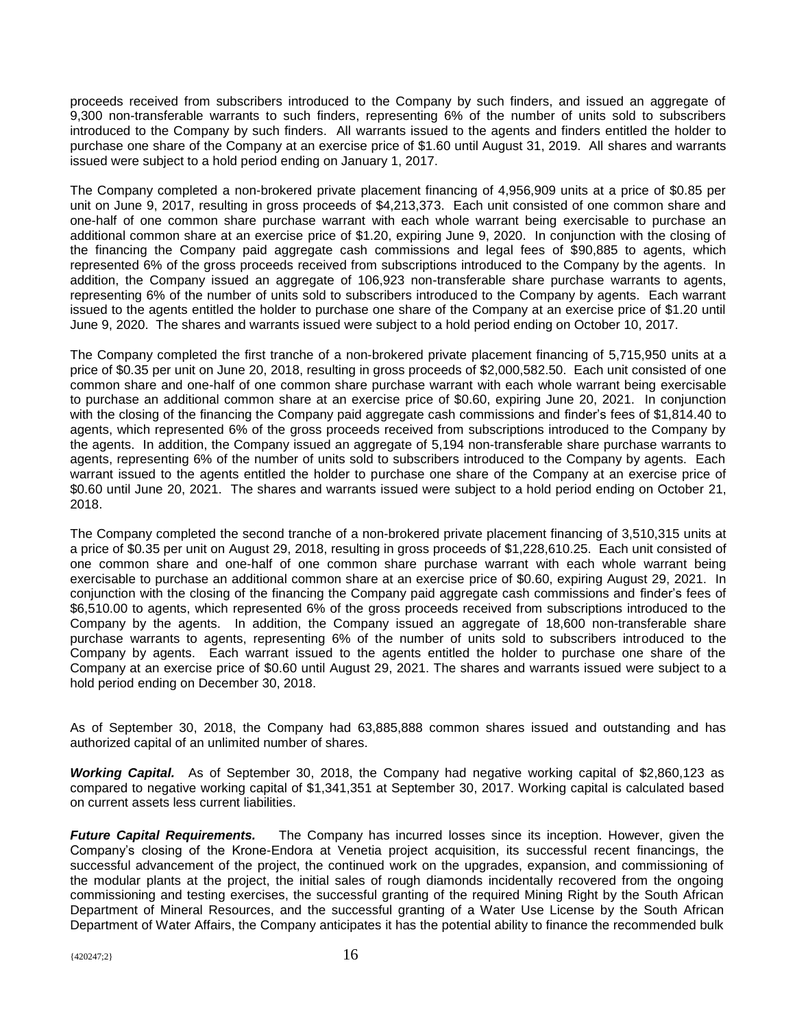proceeds received from subscribers introduced to the Company by such finders, and issued an aggregate of 9,300 non-transferable warrants to such finders, representing 6% of the number of units sold to subscribers introduced to the Company by such finders. All warrants issued to the agents and finders entitled the holder to purchase one share of the Company at an exercise price of $1.60 until August 31, 2019. All shares and warrants issued were subject to a hold period ending on January 1, 2017.

The Company completed a non-brokered private placement financing of 4,956,909 units at a price of $0.85 per unit on June 9, 2017, resulting in gross proceeds of $4,213,373. Each unit consisted of one common share and one-half of one common share purchase warrant with each whole warrant being exercisable to purchase an additional common share at an exercise price of $1.20, expiring June 9, 2020. In conjunction with the closing of the financing the Company paid aggregate cash commissions and legal fees of $90,885 to agents, which represented 6% of the gross proceeds received from subscriptions introduced to the Company by the agents. In addition, the Company issued an aggregate of 106,923 non-transferable share purchase warrants to agents, representing 6% of the number of units sold to subscribers introduced to the Company by agents. Each warrant issued to the agents entitled the holder to purchase one share of the Company at an exercise price of $1.20 until June 9, 2020. The shares and warrants issued were subject to a hold period ending on October 10, 2017.

The Company completed the first tranche of a non-brokered private placement financing of 5,715,950 units at a price of $0.35 per unit on June 20, 2018, resulting in gross proceeds of $2,000,582.50. Each unit consisted of one common share and one-half of one common share purchase warrant with each whole warrant being exercisable to purchase an additional common share at an exercise price of $0.60, expiring June 20, 2021. In conjunction with the closing of the financing the Company paid aggregate cash commissions and finder's fees of $1,814.40 to agents, which represented 6% of the gross proceeds received from subscriptions introduced to the Company by the agents. In addition, the Company issued an aggregate of 5,194 non-transferable share purchase warrants to agents, representing 6% of the number of units sold to subscribers introduced to the Company by agents. Each warrant issued to the agents entitled the holder to purchase one share of the Company at an exercise price of $0.60 until June 20, 2021. The shares and warrants issued were subject to a hold period ending on October 21, 2018.

The Company completed the second tranche of a non-brokered private placement financing of 3,510,315 units at a price of $0.35 per unit on August 29, 2018, resulting in gross proceeds of $1,228,610.25. Each unit consisted of one common share and one-half of one common share purchase warrant with each whole warrant being exercisable to purchase an additional common share at an exercise price of $0.60, expiring August 29, 2021. In conjunction with the closing of the financing the Company paid aggregate cash commissions and finder's fees of $6,510.00 to agents, which represented 6% of the gross proceeds received from subscriptions introduced to the Company by the agents. In addition, the Company issued an aggregate of 18,600 non-transferable share purchase warrants to agents, representing 6% of the number of units sold to subscribers introduced to the Company by agents. Each warrant issued to the agents entitled the holder to purchase one share of the Company at an exercise price of $0.60 until August 29, 2021. The shares and warrants issued were subject to a hold period ending on December 30, 2018.

As of September 30, 2018, the Company had 63,885,888 common shares issued and outstanding and has authorized capital of an unlimited number of shares.

***Working Capital.*** As of September 30, 2018, the Company had negative working capital of $2,860,123 as compared to negative working capital of $1,341,351 at September 30, 2017. Working capital is calculated based on current assets less current liabilities.

***Future Capital Requirements.*** The Company has incurred losses since its inception. However, given the Company's closing of the Krone-Endora at Venetia project acquisition, its successful recent financings, the successful advancement of the project, the continued work on the upgrades, expansion, and commissioning of the modular plants at the project, the initial sales of rough diamonds incidentally recovered from the ongoing commissioning and testing exercises, the successful granting of the required Mining Right by the South African Department of Mineral Resources, and the successful granting of a Water Use License by the South African Department of Water Affairs, the Company anticipates it has the potential ability to finance the recommended bulk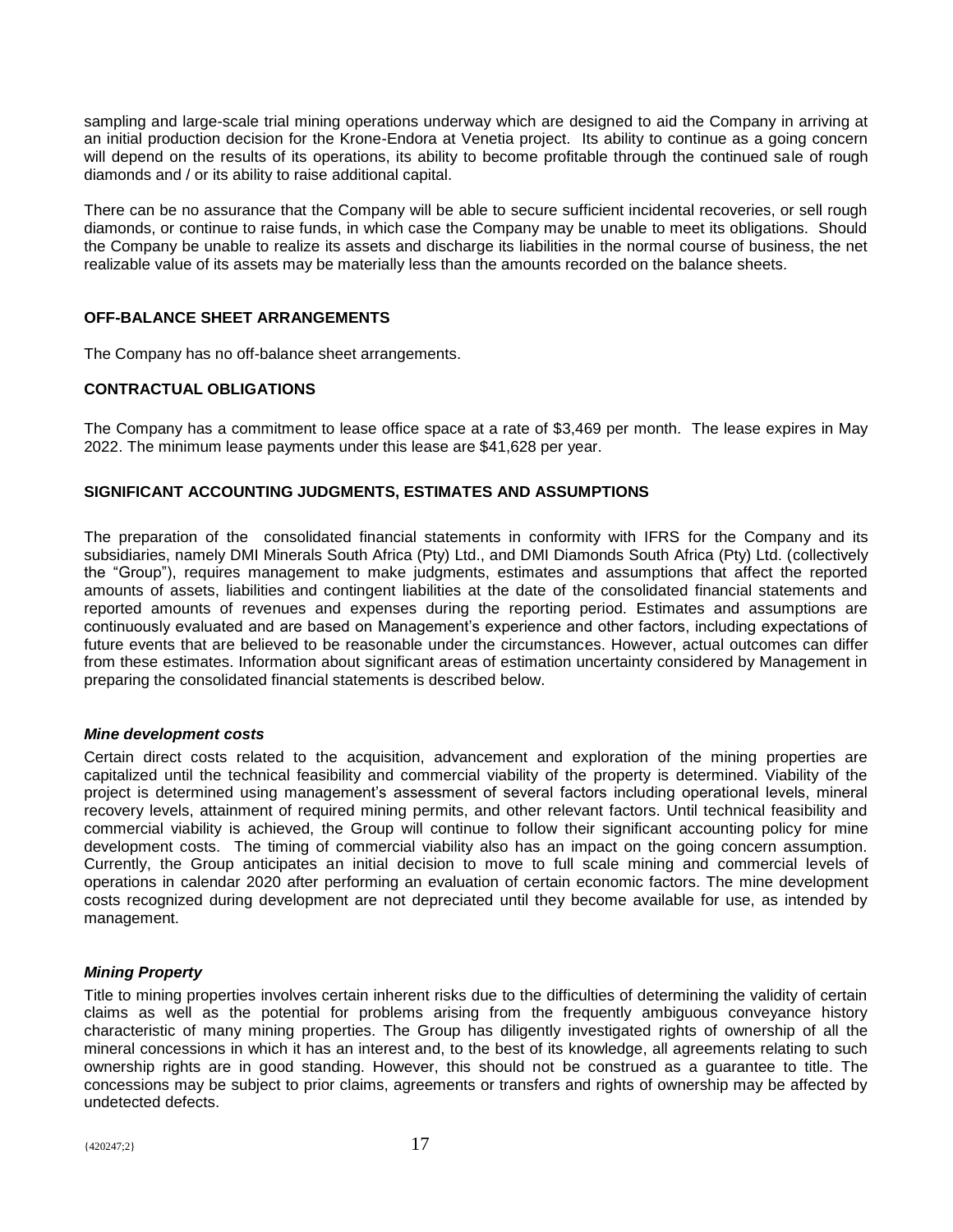sampling and large-scale trial mining operations underway which are designed to aid the Company in arriving at an initial production decision for the Krone-Endora at Venetia project. Its ability to continue as a going concern will depend on the results of its operations, its ability to become profitable through the continued sale of rough diamonds and / or its ability to raise additional capital.

There can be no assurance that the Company will be able to secure sufficient incidental recoveries, or sell rough diamonds, or continue to raise funds, in which case the Company may be unable to meet its obligations. Should the Company be unable to realize its assets and discharge its liabilities in the normal course of business, the net realizable value of its assets may be materially less than the amounts recorded on the balance sheets.

## OFF-BALANCE SHEET ARRANGEMENTS

The Company has no off-balance sheet arrangements.

## CONTRACTUAL OBLIGATIONS

The Company has a commitment to lease office space at a rate of $3,469 per month. The lease expires in May 2022. The minimum lease payments under this lease are $41,628 per year.

## SIGNIFICANT ACCOUNTING JUDGMENTS, ESTIMATES AND ASSUMPTIONS

The preparation of the consolidated financial statements in conformity with IFRS for the Company and its subsidiaries, namely DMI Minerals South Africa (Pty) Ltd., and DMI Diamonds South Africa (Pty) Ltd. (collectively the "Group"), requires management to make judgments, estimates and assumptions that affect the reported amounts of assets, liabilities and contingent liabilities at the date of the consolidated financial statements and reported amounts of revenues and expenses during the reporting period. Estimates and assumptions are continuously evaluated and are based on Management's experience and other factors, including expectations of future events that are believed to be reasonable under the circumstances. However, actual outcomes can differ from these estimates. Information about significant areas of estimation uncertainty considered by Management in preparing the consolidated financial statements is described below.

### *Mine development costs*

Certain direct costs related to the acquisition, advancement and exploration of the mining properties are capitalized until the technical feasibility and commercial viability of the property is determined. Viability of the project is determined using management's assessment of several factors including operational levels, mineral recovery levels, attainment of required mining permits, and other relevant factors. Until technical feasibility and commercial viability is achieved, the Group will continue to follow their significant accounting policy for mine development costs. The timing of commercial viability also has an impact on the going concern assumption. Currently, the Group anticipates an initial decision to move to full scale mining and commercial levels of operations in calendar 2020 after performing an evaluation of certain economic factors. The mine development costs recognized during development are not depreciated until they become available for use, as intended by management.

### *Mining Property*

Title to mining properties involves certain inherent risks due to the difficulties of determining the validity of certain claims as well as the potential for problems arising from the frequently ambiguous conveyance history characteristic of many mining properties. The Group has diligently investigated rights of ownership of all the mineral concessions in which it has an interest and, to the best of its knowledge, all agreements relating to such ownership rights are in good standing. However, this should not be construed as a guarantee to title. The concessions may be subject to prior claims, agreements or transfers and rights of ownership may be affected by undetected defects.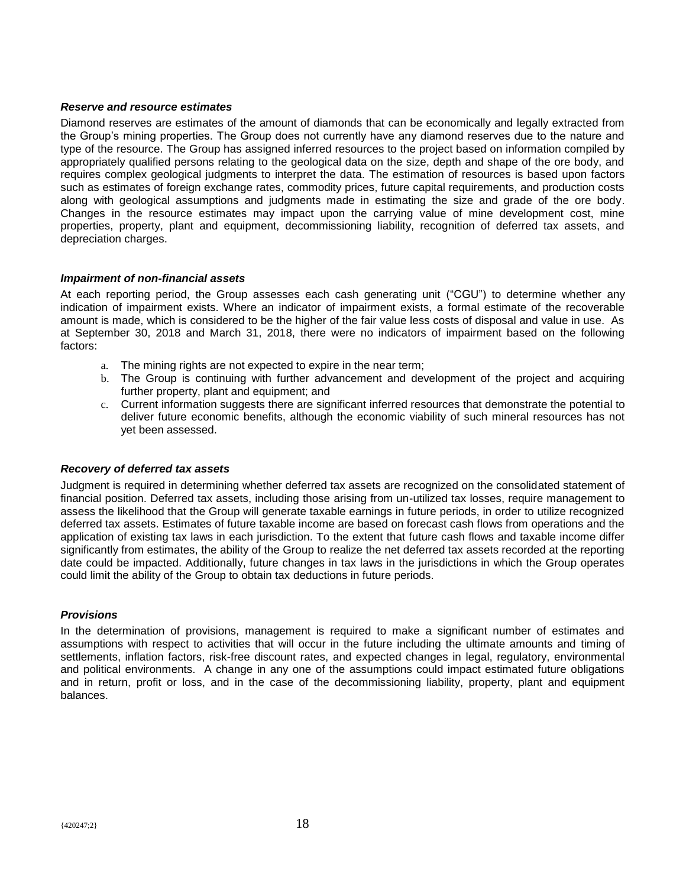***Reserve and resource estimates***

Diamond reserves are estimates of the amount of diamonds that can be economically and legally extracted from the Group's mining properties. The Group does not currently have any diamond reserves due to the nature and type of the resource. The Group has assigned inferred resources to the project based on information compiled by appropriately qualified persons relating to the geological data on the size, depth and shape of the ore body, and requires complex geological judgments to interpret the data. The estimation of resources is based upon factors such as estimates of foreign exchange rates, commodity prices, future capital requirements, and production costs along with geological assumptions and judgments made in estimating the size and grade of the ore body. Changes in the resource estimates may impact upon the carrying value of mine development cost, mine properties, property, plant and equipment, decommissioning liability, recognition of deferred tax assets, and depreciation charges.

***Impairment of non-financial assets***

At each reporting period, the Group assesses each cash generating unit ("CGU") to determine whether any indication of impairment exists. Where an indicator of impairment exists, a formal estimate of the recoverable amount is made, which is considered to be the higher of the fair value less costs of disposal and value in use. As at September 30, 2018 and March 31, 2018, there were no indicators of impairment based on the following factors:

a. The mining rights are not expected to expire in the near term;
b. The Group is continuing with further advancement and development of the project and acquiring further property, plant and equipment; and
c. Current information suggests there are significant inferred resources that demonstrate the potential to deliver future economic benefits, although the economic viability of such mineral resources has not yet been assessed.

***Recovery of deferred tax assets***

Judgment is required in determining whether deferred tax assets are recognized on the consolidated statement of financial position. Deferred tax assets, including those arising from un-utilized tax losses, require management to assess the likelihood that the Group will generate taxable earnings in future periods, in order to utilize recognized deferred tax assets. Estimates of future taxable income are based on forecast cash flows from operations and the application of existing tax laws in each jurisdiction. To the extent that future cash flows and taxable income differ significantly from estimates, the ability of the Group to realize the net deferred tax assets recorded at the reporting date could be impacted. Additionally, future changes in tax laws in the jurisdictions in which the Group operates could limit the ability of the Group to obtain tax deductions in future periods.

***Provisions***

In the determination of provisions, management is required to make a significant number of estimates and assumptions with respect to activities that will occur in the future including the ultimate amounts and timing of settlements, inflation factors, risk-free discount rates, and expected changes in legal, regulatory, environmental and political environments. A change in any one of the assumptions could impact estimated future obligations and in return, profit or loss, and in the case of the decommissioning liability, property, plant and equipment balances.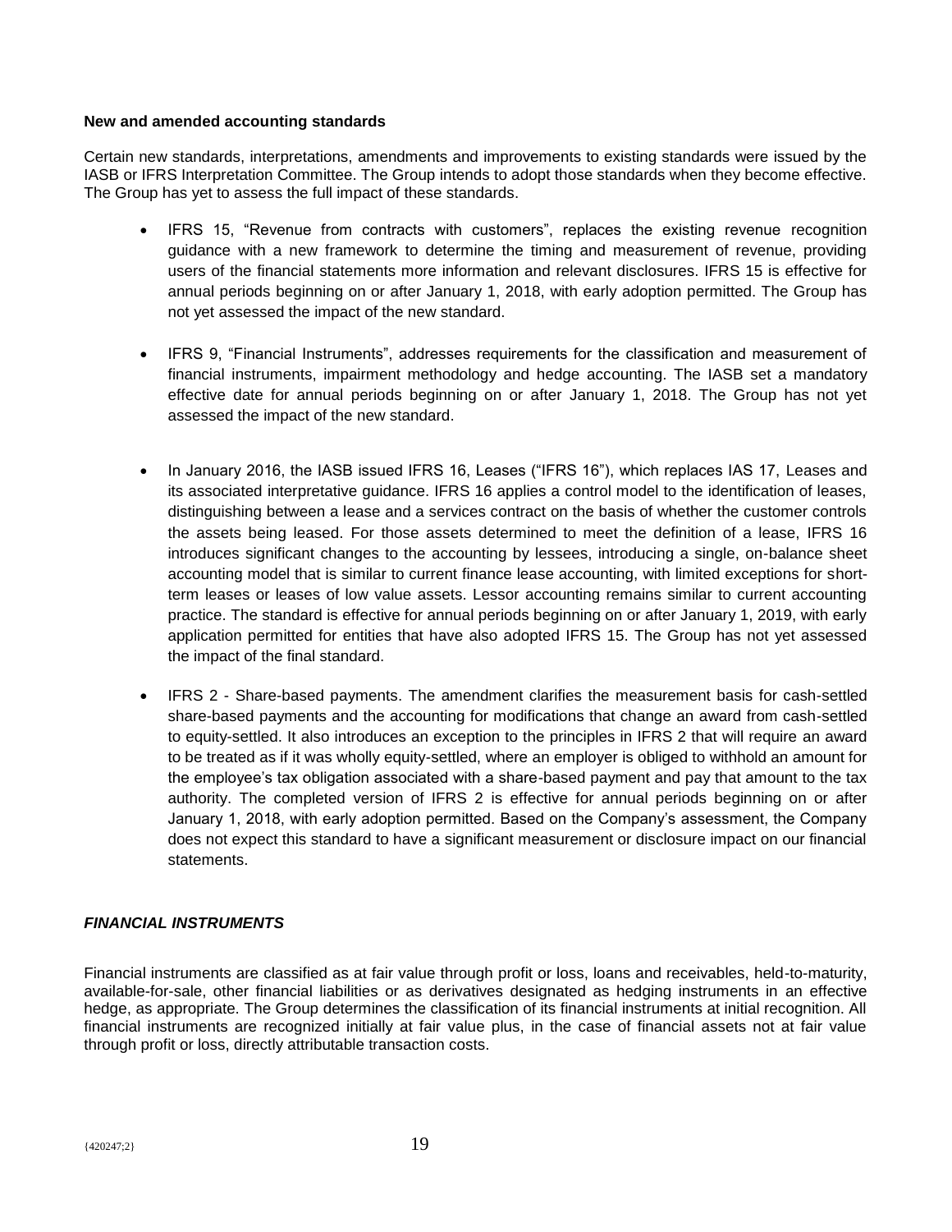**New and amended accounting standards**

Certain new standards, interpretations, amendments and improvements to existing standards were issued by the IASB or IFRS Interpretation Committee. The Group intends to adopt those standards when they become effective. The Group has yet to assess the full impact of these standards.

- IFRS 15, "Revenue from contracts with customers", replaces the existing revenue recognition guidance with a new framework to determine the timing and measurement of revenue, providing users of the financial statements more information and relevant disclosures. IFRS 15 is effective for annual periods beginning on or after January 1, 2018, with early adoption permitted. The Group has not yet assessed the impact of the new standard.

- IFRS 9, "Financial Instruments", addresses requirements for the classification and measurement of financial instruments, impairment methodology and hedge accounting. The IASB set a mandatory effective date for annual periods beginning on or after January 1, 2018. The Group has not yet assessed the impact of the new standard.

- In January 2016, the IASB issued IFRS 16, Leases ("IFRS 16"), which replaces IAS 17, Leases and its associated interpretative guidance. IFRS 16 applies a control model to the identification of leases, distinguishing between a lease and a services contract on the basis of whether the customer controls the assets being leased. For those assets determined to meet the definition of a lease, IFRS 16 introduces significant changes to the accounting by lessees, introducing a single, on-balance sheet accounting model that is similar to current finance lease accounting, with limited exceptions for short-term leases or leases of low value assets. Lessor accounting remains similar to current accounting practice. The standard is effective for annual periods beginning on or after January 1, 2019, with early application permitted for entities that have also adopted IFRS 15. The Group has not yet assessed the impact of the final standard.

- IFRS 2 - Share-based payments. The amendment clarifies the measurement basis for cash-settled share-based payments and the accounting for modifications that change an award from cash-settled to equity-settled. It also introduces an exception to the principles in IFRS 2 that will require an award to be treated as if it was wholly equity-settled, where an employer is obliged to withhold an amount for the employee's tax obligation associated with a share-based payment and pay that amount to the tax authority. The completed version of IFRS 2 is effective for annual periods beginning on or after January 1, 2018, with early adoption permitted. Based on the Company's assessment, the Company does not expect this standard to have a significant measurement or disclosure impact on our financial statements.

***FINANCIAL INSTRUMENTS***

Financial instruments are classified as at fair value through profit or loss, loans and receivables, held-to-maturity, available-for-sale, other financial liabilities or as derivatives designated as hedging instruments in an effective hedge, as appropriate. The Group determines the classification of its financial instruments at initial recognition. All financial instruments are recognized initially at fair value plus, in the case of financial assets not at fair value through profit or loss, directly attributable transaction costs.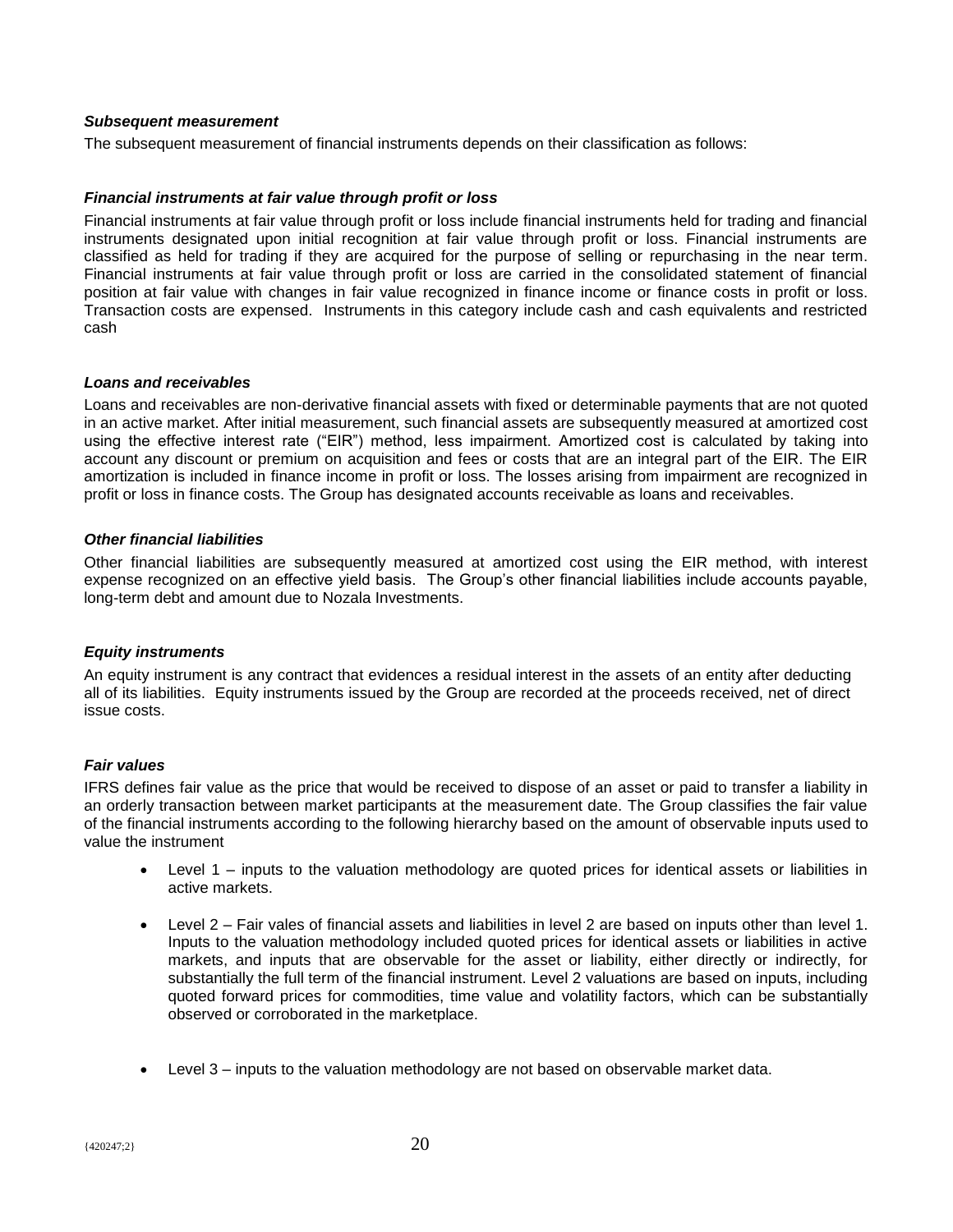***Subsequent measurement***

The subsequent measurement of financial instruments depends on their classification as follows:

***Financial instruments at fair value through profit or loss***

Financial instruments at fair value through profit or loss include financial instruments held for trading and financial instruments designated upon initial recognition at fair value through profit or loss. Financial instruments are classified as held for trading if they are acquired for the purpose of selling or repurchasing in the near term. Financial instruments at fair value through profit or loss are carried in the consolidated statement of financial position at fair value with changes in fair value recognized in finance income or finance costs in profit or loss. Transaction costs are expensed. Instruments in this category include cash and cash equivalents and restricted cash

***Loans and receivables***

Loans and receivables are non-derivative financial assets with fixed or determinable payments that are not quoted in an active market. After initial measurement, such financial assets are subsequently measured at amortized cost using the effective interest rate ("EIR") method, less impairment. Amortized cost is calculated by taking into account any discount or premium on acquisition and fees or costs that are an integral part of the EIR. The EIR amortization is included in finance income in profit or loss. The losses arising from impairment are recognized in profit or loss in finance costs. The Group has designated accounts receivable as loans and receivables.

***Other financial liabilities***

Other financial liabilities are subsequently measured at amortized cost using the EIR method, with interest expense recognized on an effective yield basis. The Group's other financial liabilities include accounts payable, long-term debt and amount due to Nozala Investments.

***Equity instruments***

An equity instrument is any contract that evidences a residual interest in the assets of an entity after deducting all of its liabilities. Equity instruments issued by the Group are recorded at the proceeds received, net of direct issue costs.

***Fair values***

IFRS defines fair value as the price that would be received to dispose of an asset or paid to transfer a liability in an orderly transaction between market participants at the measurement date. The Group classifies the fair value of the financial instruments according to the following hierarchy based on the amount of observable inputs used to value the instrument

- Level 1 – inputs to the valuation methodology are quoted prices for identical assets or liabilities in active markets.
- Level 2 – Fair vales of financial assets and liabilities in level 2 are based on inputs other than level 1. Inputs to the valuation methodology included quoted prices for identical assets or liabilities in active markets, and inputs that are observable for the asset or liability, either directly or indirectly, for substantially the full term of the financial instrument. Level 2 valuations are based on inputs, including quoted forward prices for commodities, time value and volatility factors, which can be substantially observed or corroborated in the marketplace.
- Level 3 – inputs to the valuation methodology are not based on observable market data.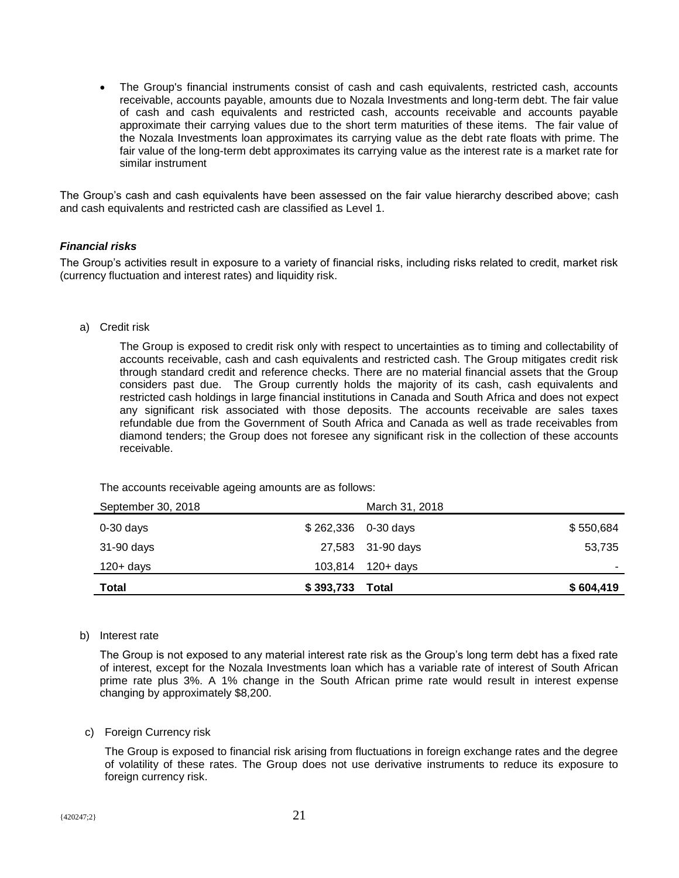- The Group's financial instruments consist of cash and cash equivalents, restricted cash, accounts receivable, accounts payable, amounts due to Nozala Investments and long-term debt. The fair value of cash and cash equivalents and restricted cash, accounts receivable and accounts payable approximate their carrying values due to the short term maturities of these items. The fair value of the Nozala Investments loan approximates its carrying value as the debt rate floats with prime. The fair value of the long-term debt approximates its carrying value as the interest rate is a market rate for similar instrument

The Group's cash and cash equivalents have been assessed on the fair value hierarchy described above; cash and cash equivalents and restricted cash are classified as Level 1.

### *Financial risks*

The Group's activities result in exposure to a variety of financial risks, including risks related to credit, market risk (currency fluctuation and interest rates) and liquidity risk.

a) Credit risk

The Group is exposed to credit risk only with respect to uncertainties as to timing and collectability of accounts receivable, cash and cash equivalents and restricted cash. The Group mitigates credit risk through standard credit and reference checks. There are no material financial assets that the Group considers past due. The Group currently holds the majority of its cash, cash equivalents and restricted cash holdings in large financial institutions in Canada and South Africa and does not expect any significant risk associated with those deposits. The accounts receivable are sales taxes refundable due from the Government of South Africa and Canada as well as trade receivables from diamond tenders; the Group does not foresee any significant risk in the collection of these accounts receivable.

The accounts receivable ageing amounts are as follows:

| September 30, 2018 | | March 31, 2018 | |
|---|---|---|---|
| 0-30 days | $ 262,336 | 0-30 days | $ 550,684 |
| 31-90 days | 27,583 | 31-90 days | 53,735 |
| 120+ days | 103,814 | 120+ days | - |
| **Total** | **$ 393,733** | **Total** | **$ 604,419** |

b) Interest rate

The Group is not exposed to any material interest rate risk as the Group's long term debt has a fixed rate of interest, except for the Nozala Investments loan which has a variable rate of interest of South African prime rate plus 3%. A 1% change in the South African prime rate would result in interest expense changing by approximately $8,200.

c) Foreign Currency risk

The Group is exposed to financial risk arising from fluctuations in foreign exchange rates and the degree of volatility of these rates. The Group does not use derivative instruments to reduce its exposure to foreign currency risk.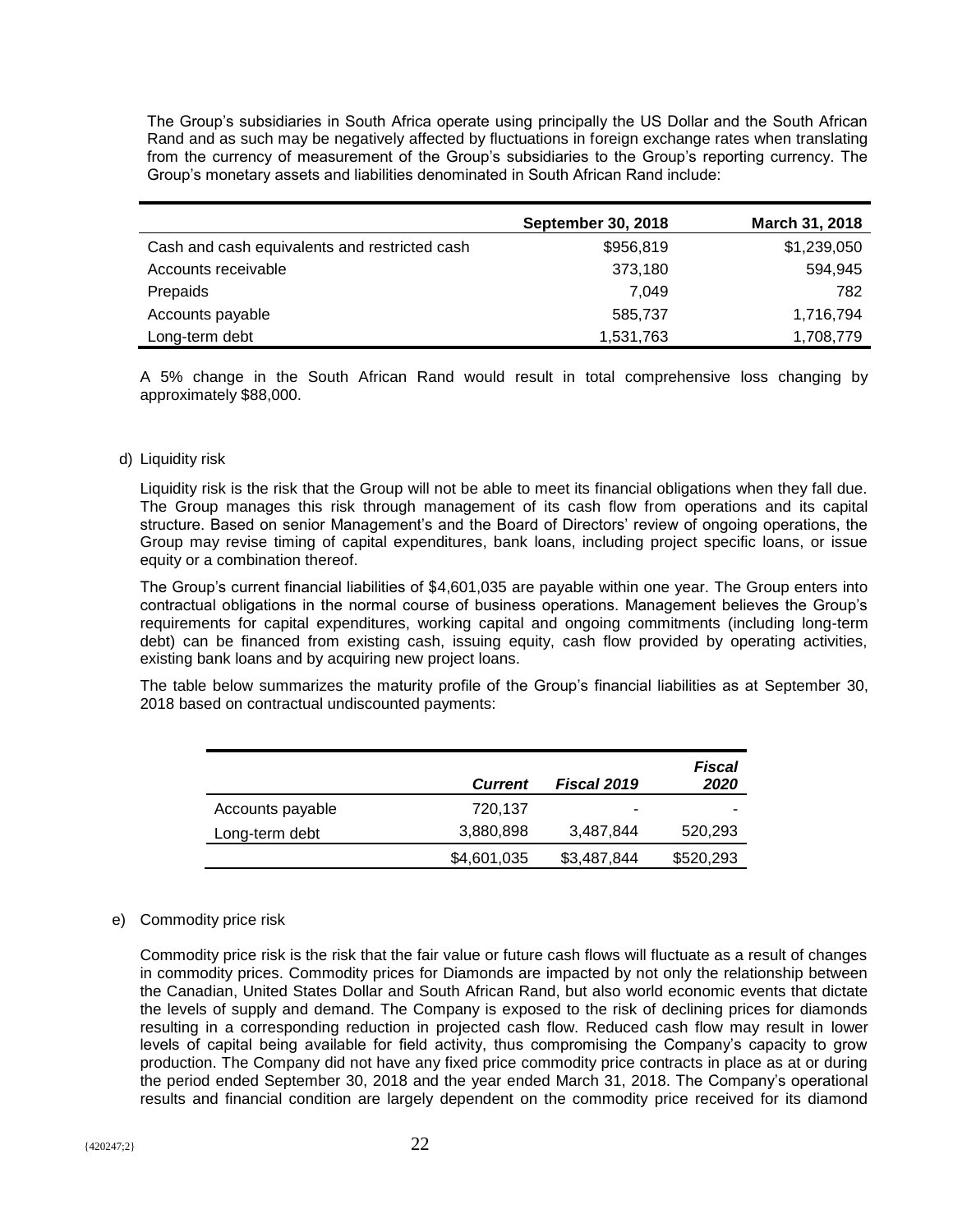The Group's subsidiaries in South Africa operate using principally the US Dollar and the South African Rand and as such may be negatively affected by fluctuations in foreign exchange rates when translating from the currency of measurement of the Group's subsidiaries to the Group's reporting currency. The Group's monetary assets and liabilities denominated in South African Rand include:

| | September 30, 2018 | March 31, 2018 |
|---|---|---|
| Cash and cash equivalents and restricted cash | $956,819 | $1,239,050 |
| Accounts receivable | 373,180 | 594,945 |
| Prepaids | 7,049 | 782 |
| Accounts payable | 585,737 | 1,716,794 |
| Long-term debt | 1,531,763 | 1,708,779 |

A 5% change in the South African Rand would result in total comprehensive loss changing by approximately $88,000.

d) Liquidity risk

Liquidity risk is the risk that the Group will not be able to meet its financial obligations when they fall due. The Group manages this risk through management of its cash flow from operations and its capital structure. Based on senior Management's and the Board of Directors' review of ongoing operations, the Group may revise timing of capital expenditures, bank loans, including project specific loans, or issue equity or a combination thereof.

The Group's current financial liabilities of $4,601,035 are payable within one year. The Group enters into contractual obligations in the normal course of business operations. Management believes the Group's requirements for capital expenditures, working capital and ongoing commitments (including long-term debt) can be financed from existing cash, issuing equity, cash flow provided by operating activities, existing bank loans and by acquiring new project loans.

The table below summarizes the maturity profile of the Group's financial liabilities as at September 30, 2018 based on contractual undiscounted payments:

| | *Current* | *Fiscal 2019* | *Fiscal 2020* |
|---|---|---|---|
| Accounts payable | 720,137 | - | - |
| Long-term debt | 3,880,898 | 3,487,844 | 520,293 |
| | $4,601,035 | $3,487,844 | $520,293 |

e) Commodity price risk

Commodity price risk is the risk that the fair value or future cash flows will fluctuate as a result of changes in commodity prices. Commodity prices for Diamonds are impacted by not only the relationship between the Canadian, United States Dollar and South African Rand, but also world economic events that dictate the levels of supply and demand. The Company is exposed to the risk of declining prices for diamonds resulting in a corresponding reduction in projected cash flow. Reduced cash flow may result in lower levels of capital being available for field activity, thus compromising the Company's capacity to grow production. The Company did not have any fixed price commodity price contracts in place as at or during the period ended September 30, 2018 and the year ended March 31, 2018. The Company's operational results and financial condition are largely dependent on the commodity price received for its diamond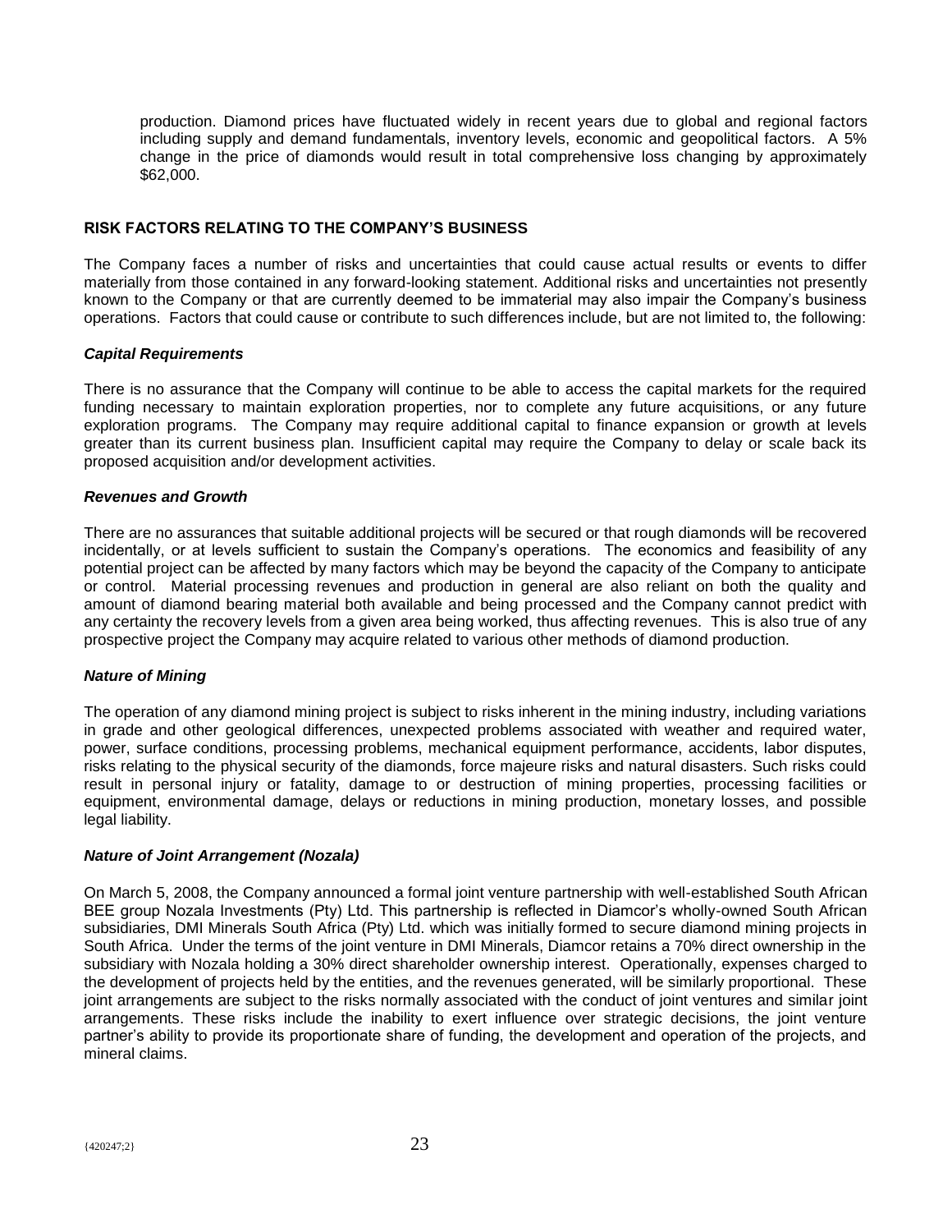production. Diamond prices have fluctuated widely in recent years due to global and regional factors including supply and demand fundamentals, inventory levels, economic and geopolitical factors. A 5% change in the price of diamonds would result in total comprehensive loss changing by approximately $62,000.

## RISK FACTORS RELATING TO THE COMPANY'S BUSINESS

The Company faces a number of risks and uncertainties that could cause actual results or events to differ materially from those contained in any forward-looking statement. Additional risks and uncertainties not presently known to the Company or that are currently deemed to be immaterial may also impair the Company's business operations. Factors that could cause or contribute to such differences include, but are not limited to, the following:

### *Capital Requirements*

There is no assurance that the Company will continue to be able to access the capital markets for the required funding necessary to maintain exploration properties, nor to complete any future acquisitions, or any future exploration programs. The Company may require additional capital to finance expansion or growth at levels greater than its current business plan. Insufficient capital may require the Company to delay or scale back its proposed acquisition and/or development activities.

### *Revenues and Growth*

There are no assurances that suitable additional projects will be secured or that rough diamonds will be recovered incidentally, or at levels sufficient to sustain the Company's operations. The economics and feasibility of any potential project can be affected by many factors which may be beyond the capacity of the Company to anticipate or control. Material processing revenues and production in general are also reliant on both the quality and amount of diamond bearing material both available and being processed and the Company cannot predict with any certainty the recovery levels from a given area being worked, thus affecting revenues. This is also true of any prospective project the Company may acquire related to various other methods of diamond production.

### *Nature of Mining*

The operation of any diamond mining project is subject to risks inherent in the mining industry, including variations in grade and other geological differences, unexpected problems associated with weather and required water, power, surface conditions, processing problems, mechanical equipment performance, accidents, labor disputes, risks relating to the physical security of the diamonds, force majeure risks and natural disasters. Such risks could result in personal injury or fatality, damage to or destruction of mining properties, processing facilities or equipment, environmental damage, delays or reductions in mining production, monetary losses, and possible legal liability.

### *Nature of Joint Arrangement (Nozala)*

On March 5, 2008, the Company announced a formal joint venture partnership with well-established South African BEE group Nozala Investments (Pty) Ltd. This partnership is reflected in Diamcor's wholly-owned South African subsidiaries, DMI Minerals South Africa (Pty) Ltd. which was initially formed to secure diamond mining projects in South Africa. Under the terms of the joint venture in DMI Minerals, Diamcor retains a 70% direct ownership in the subsidiary with Nozala holding a 30% direct shareholder ownership interest. Operationally, expenses charged to the development of projects held by the entities, and the revenues generated, will be similarly proportional. These joint arrangements are subject to the risks normally associated with the conduct of joint ventures and similar joint arrangements. These risks include the inability to exert influence over strategic decisions, the joint venture partner's ability to provide its proportionate share of funding, the development and operation of the projects, and mineral claims.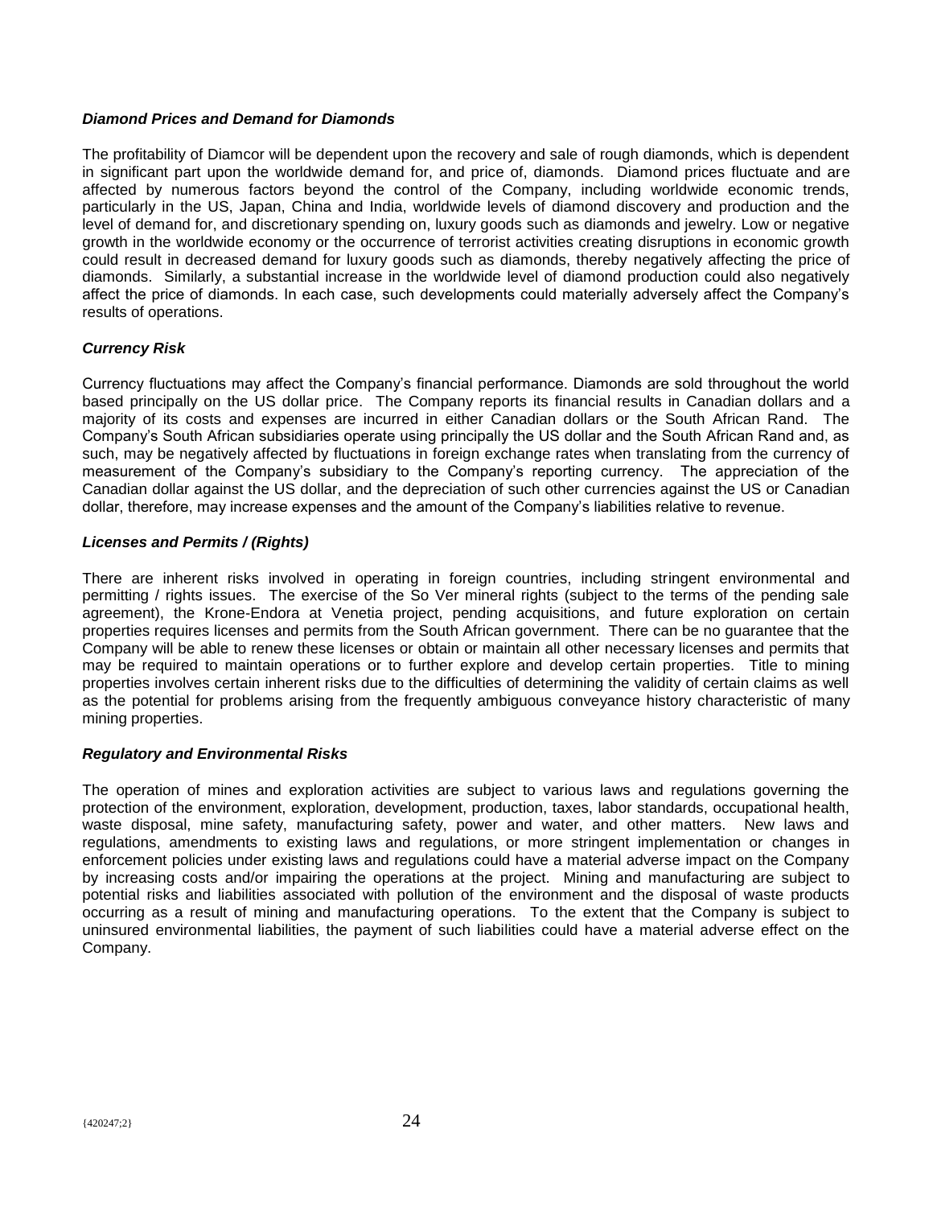***Diamond Prices and Demand for Diamonds***

The profitability of Diamcor will be dependent upon the recovery and sale of rough diamonds, which is dependent in significant part upon the worldwide demand for, and price of, diamonds. Diamond prices fluctuate and are affected by numerous factors beyond the control of the Company, including worldwide economic trends, particularly in the US, Japan, China and India, worldwide levels of diamond discovery and production and the level of demand for, and discretionary spending on, luxury goods such as diamonds and jewelry. Low or negative growth in the worldwide economy or the occurrence of terrorist activities creating disruptions in economic growth could result in decreased demand for luxury goods such as diamonds, thereby negatively affecting the price of diamonds. Similarly, a substantial increase in the worldwide level of diamond production could also negatively affect the price of diamonds. In each case, such developments could materially adversely affect the Company's results of operations.

***Currency Risk***

Currency fluctuations may affect the Company's financial performance. Diamonds are sold throughout the world based principally on the US dollar price. The Company reports its financial results in Canadian dollars and a majority of its costs and expenses are incurred in either Canadian dollars or the South African Rand. The Company's South African subsidiaries operate using principally the US dollar and the South African Rand and, as such, may be negatively affected by fluctuations in foreign exchange rates when translating from the currency of measurement of the Company's subsidiary to the Company's reporting currency. The appreciation of the Canadian dollar against the US dollar, and the depreciation of such other currencies against the US or Canadian dollar, therefore, may increase expenses and the amount of the Company's liabilities relative to revenue.

***Licenses and Permits / (Rights)***

There are inherent risks involved in operating in foreign countries, including stringent environmental and permitting / rights issues. The exercise of the So Ver mineral rights (subject to the terms of the pending sale agreement), the Krone-Endora at Venetia project, pending acquisitions, and future exploration on certain properties requires licenses and permits from the South African government. There can be no guarantee that the Company will be able to renew these licenses or obtain or maintain all other necessary licenses and permits that may be required to maintain operations or to further explore and develop certain properties. Title to mining properties involves certain inherent risks due to the difficulties of determining the validity of certain claims as well as the potential for problems arising from the frequently ambiguous conveyance history characteristic of many mining properties.

***Regulatory and Environmental Risks***

The operation of mines and exploration activities are subject to various laws and regulations governing the protection of the environment, exploration, development, production, taxes, labor standards, occupational health, waste disposal, mine safety, manufacturing safety, power and water, and other matters. New laws and regulations, amendments to existing laws and regulations, or more stringent implementation or changes in enforcement policies under existing laws and regulations could have a material adverse impact on the Company by increasing costs and/or impairing the operations at the project. Mining and manufacturing are subject to potential risks and liabilities associated with pollution of the environment and the disposal of waste products occurring as a result of mining and manufacturing operations. To the extent that the Company is subject to uninsured environmental liabilities, the payment of such liabilities could have a material adverse effect on the Company.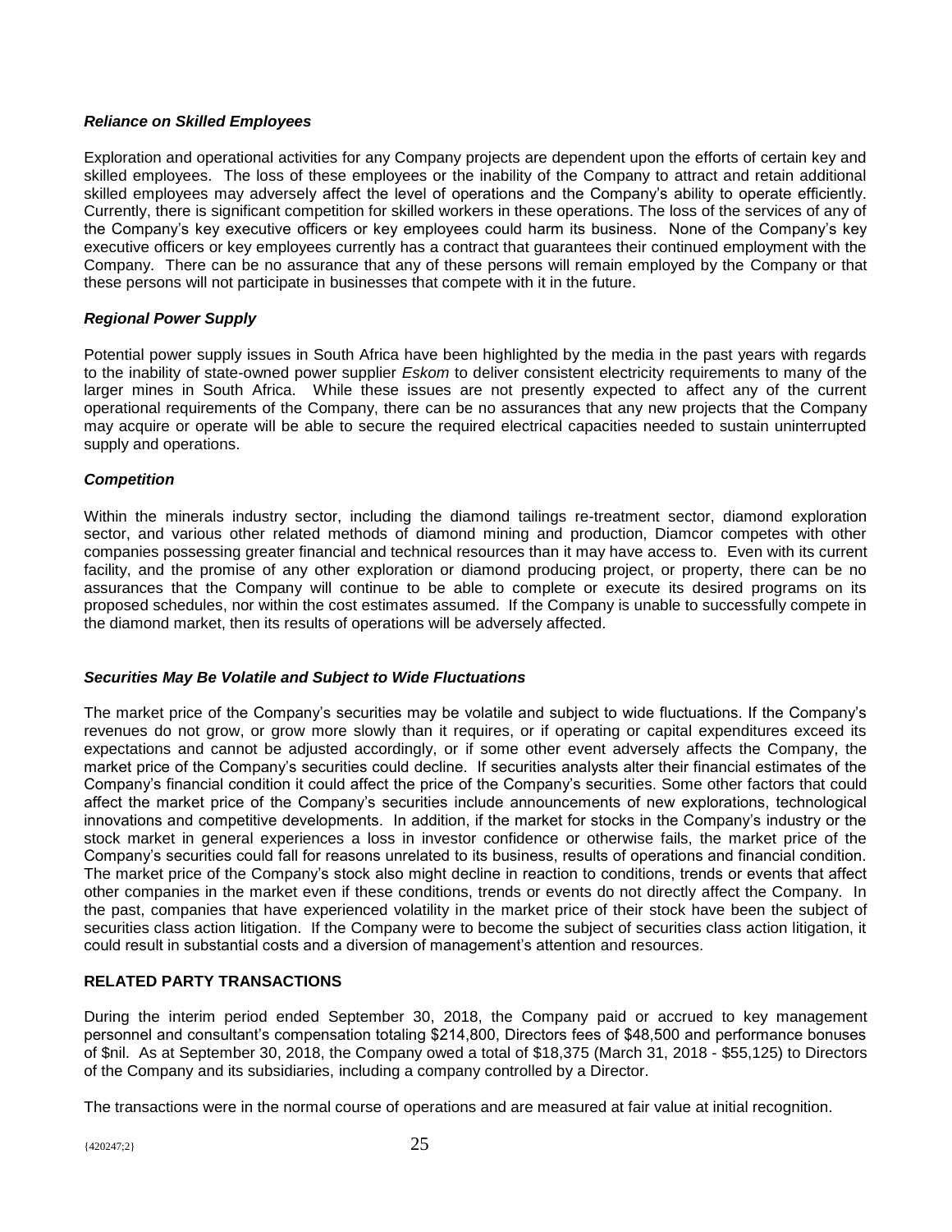### *Reliance on Skilled Employees*

Exploration and operational activities for any Company projects are dependent upon the efforts of certain key and skilled employees. The loss of these employees or the inability of the Company to attract and retain additional skilled employees may adversely affect the level of operations and the Company's ability to operate efficiently. Currently, there is significant competition for skilled workers in these operations. The loss of the services of any of the Company's key executive officers or key employees could harm its business. None of the Company's key executive officers or key employees currently has a contract that guarantees their continued employment with the Company. There can be no assurance that any of these persons will remain employed by the Company or that these persons will not participate in businesses that compete with it in the future.

### *Regional Power Supply*

Potential power supply issues in South Africa have been highlighted by the media in the past years with regards to the inability of state-owned power supplier *Eskom* to deliver consistent electricity requirements to many of the larger mines in South Africa. While these issues are not presently expected to affect any of the current operational requirements of the Company, there can be no assurances that any new projects that the Company may acquire or operate will be able to secure the required electrical capacities needed to sustain uninterrupted supply and operations.

### *Competition*

Within the minerals industry sector, including the diamond tailings re-treatment sector, diamond exploration sector, and various other related methods of diamond mining and production, Diamcor competes with other companies possessing greater financial and technical resources than it may have access to. Even with its current facility, and the promise of any other exploration or diamond producing project, or property, there can be no assurances that the Company will continue to be able to complete or execute its desired programs on its proposed schedules, nor within the cost estimates assumed. If the Company is unable to successfully compete in the diamond market, then its results of operations will be adversely affected.

### *Securities May Be Volatile and Subject to Wide Fluctuations*

The market price of the Company's securities may be volatile and subject to wide fluctuations. If the Company's revenues do not grow, or grow more slowly than it requires, or if operating or capital expenditures exceed its expectations and cannot be adjusted accordingly, or if some other event adversely affects the Company, the market price of the Company's securities could decline. If securities analysts alter their financial estimates of the Company's financial condition it could affect the price of the Company's securities. Some other factors that could affect the market price of the Company's securities include announcements of new explorations, technological innovations and competitive developments. In addition, if the market for stocks in the Company's industry or the stock market in general experiences a loss in investor confidence or otherwise fails, the market price of the Company's securities could fall for reasons unrelated to its business, results of operations and financial condition. The market price of the Company's stock also might decline in reaction to conditions, trends or events that affect other companies in the market even if these conditions, trends or events do not directly affect the Company. In the past, companies that have experienced volatility in the market price of their stock have been the subject of securities class action litigation. If the Company were to become the subject of securities class action litigation, it could result in substantial costs and a diversion of management's attention and resources.

## RELATED PARTY TRANSACTIONS

During the interim period ended September 30, 2018, the Company paid or accrued to key management personnel and consultant's compensation totaling $214,800, Directors fees of $48,500 and performance bonuses of $nil. As at September 30, 2018, the Company owed a total of $18,375 (March 31, 2018 - $55,125) to Directors of the Company and its subsidiaries, including a company controlled by a Director.

The transactions were in the normal course of operations and are measured at fair value at initial recognition.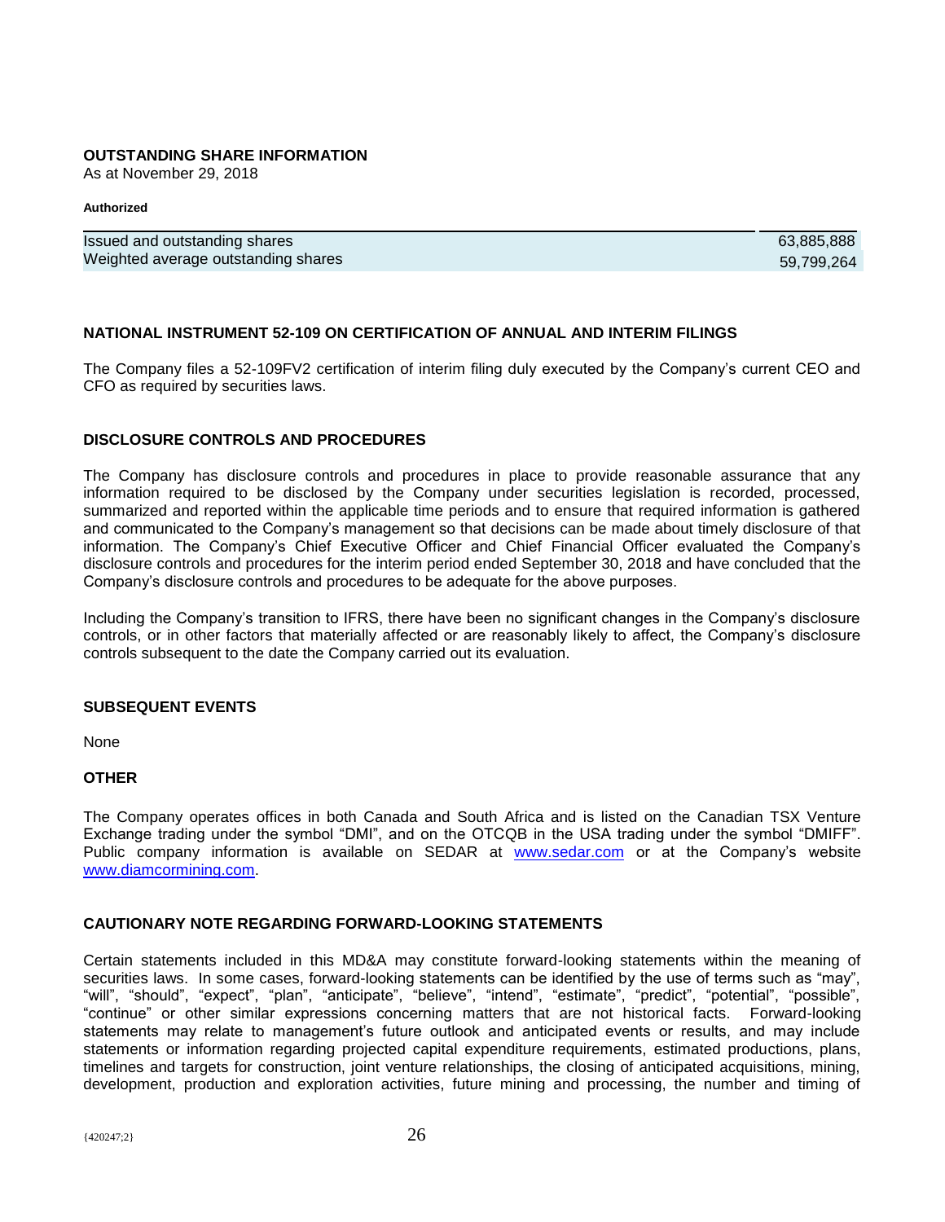## OUTSTANDING SHARE INFORMATION

As at November 29, 2018

**Authorized**

| | |
|---|---|
| Issued and outstanding shares | 63,885,888 |
| Weighted average outstanding shares | 59,799,264 |

## NATIONAL INSTRUMENT 52-109 ON CERTIFICATION OF ANNUAL AND INTERIM FILINGS

The Company files a 52-109FV2 certification of interim filing duly executed by the Company's current CEO and CFO as required by securities laws.

## DISCLOSURE CONTROLS AND PROCEDURES

The Company has disclosure controls and procedures in place to provide reasonable assurance that any information required to be disclosed by the Company under securities legislation is recorded, processed, summarized and reported within the applicable time periods and to ensure that required information is gathered and communicated to the Company's management so that decisions can be made about timely disclosure of that information. The Company's Chief Executive Officer and Chief Financial Officer evaluated the Company's disclosure controls and procedures for the interim period ended September 30, 2018 and have concluded that the Company's disclosure controls and procedures to be adequate for the above purposes.

Including the Company's transition to IFRS, there have been no significant changes in the Company's disclosure controls, or in other factors that materially affected or are reasonably likely to affect, the Company's disclosure controls subsequent to the date the Company carried out its evaluation.

## SUBSEQUENT EVENTS

None

## OTHER

The Company operates offices in both Canada and South Africa and is listed on the Canadian TSX Venture Exchange trading under the symbol "DMI", and on the OTCQB in the USA trading under the symbol "DMIFF". Public company information is available on SEDAR at www.sedar.com or at the Company's website www.diamcormining.com.

## CAUTIONARY NOTE REGARDING FORWARD-LOOKING STATEMENTS

Certain statements included in this MD&A may constitute forward-looking statements within the meaning of securities laws. In some cases, forward-looking statements can be identified by the use of terms such as "may", "will", "should", "expect", "plan", "anticipate", "believe", "intend", "estimate", "predict", "potential", "possible", "continue" or other similar expressions concerning matters that are not historical facts. Forward-looking statements may relate to management's future outlook and anticipated events or results, and may include statements or information regarding projected capital expenditure requirements, estimated productions, plans, timelines and targets for construction, joint venture relationships, the closing of anticipated acquisitions, mining, development, production and exploration activities, future mining and processing, the number and timing of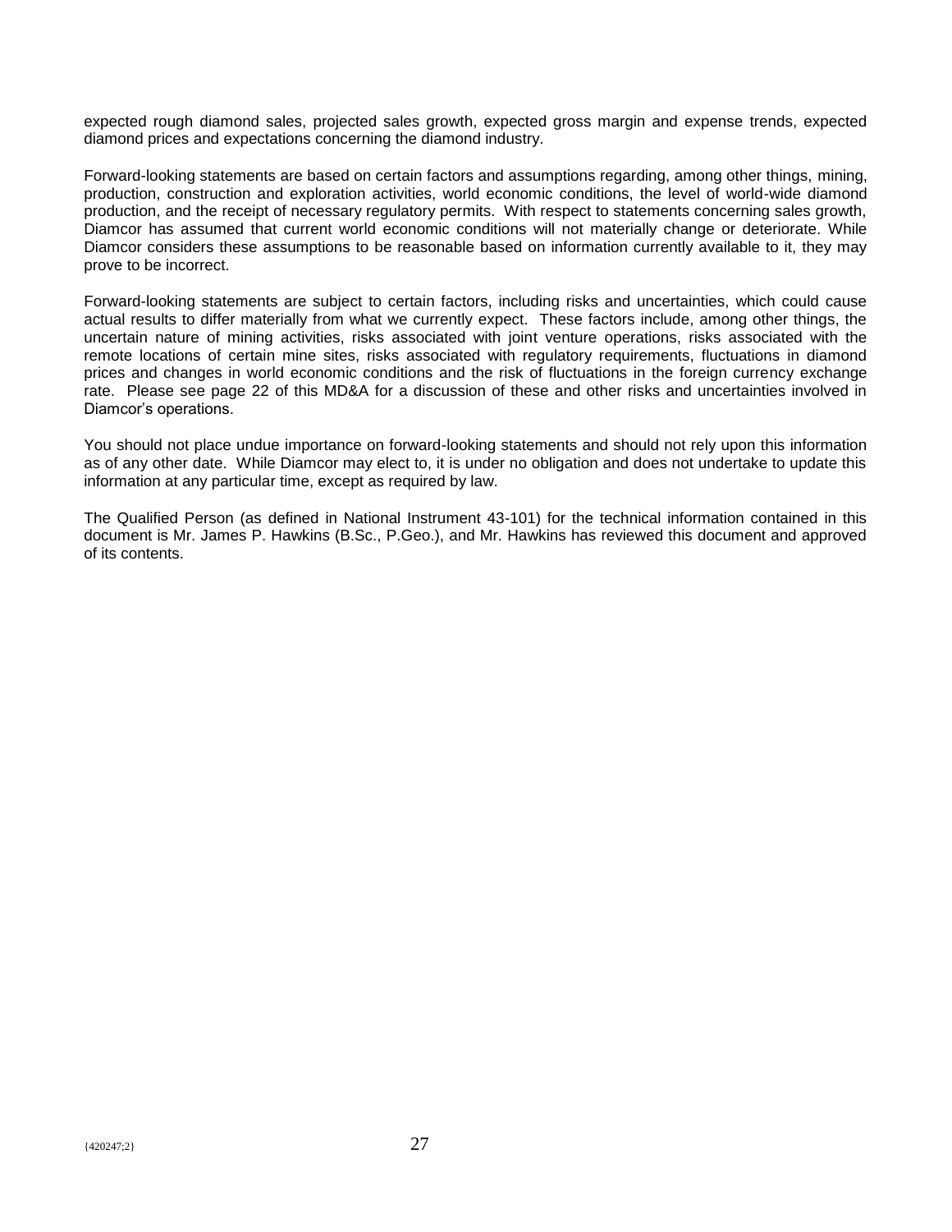expected rough diamond sales, projected sales growth, expected gross margin and expense trends, expected diamond prices and expectations concerning the diamond industry.

Forward-looking statements are based on certain factors and assumptions regarding, among other things, mining, production, construction and exploration activities, world economic conditions, the level of world-wide diamond production, and the receipt of necessary regulatory permits. With respect to statements concerning sales growth, Diamcor has assumed that current world economic conditions will not materially change or deteriorate. While Diamcor considers these assumptions to be reasonable based on information currently available to it, they may prove to be incorrect.

Forward-looking statements are subject to certain factors, including risks and uncertainties, which could cause actual results to differ materially from what we currently expect. These factors include, among other things, the uncertain nature of mining activities, risks associated with joint venture operations, risks associated with the remote locations of certain mine sites, risks associated with regulatory requirements, fluctuations in diamond prices and changes in world economic conditions and the risk of fluctuations in the foreign currency exchange rate. Please see page 22 of this MD&A for a discussion of these and other risks and uncertainties involved in Diamcor's operations.

You should not place undue importance on forward-looking statements and should not rely upon this information as of any other date. While Diamcor may elect to, it is under no obligation and does not undertake to update this information at any particular time, except as required by law.

The Qualified Person (as defined in National Instrument 43-101) for the technical information contained in this document is Mr. James P. Hawkins (B.Sc., P.Geo.), and Mr. Hawkins has reviewed this document and approved of its contents.